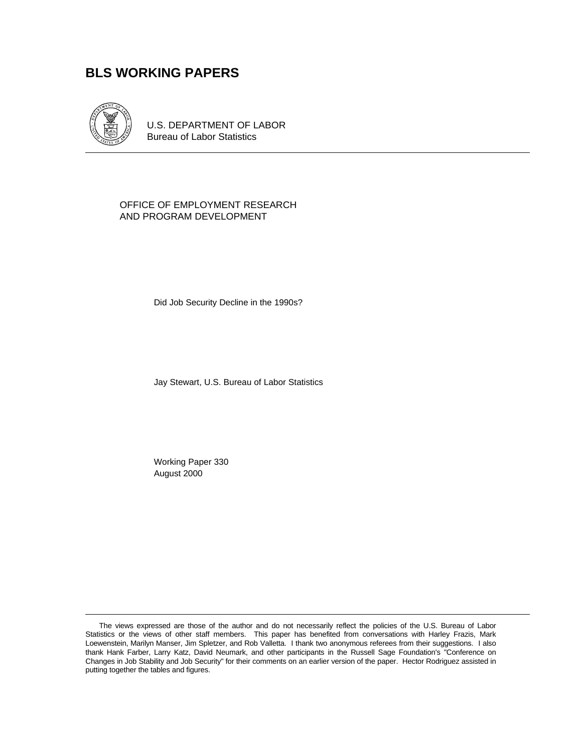# BLS WORKING PAPERS

U.S. DEPARTMENT OF LABOR
Bureau of Labor Statistics

OFFICE OF EMPLOYMENT RESEARCH
AND PROGRAM DEVELOPMENT

Did Job Security Decline in the 1990s?

Jay Stewart, U.S. Bureau of Labor Statistics

Working Paper 330
August 2000

The views expressed are those of the author and do not necessarily reflect the policies of the U.S. Bureau of Labor Statistics or the views of other staff members. This paper has benefited from conversations with Harley Frazis, Mark Loewenstein, Marilyn Manser, Jim Spletzer, and Rob Valletta. I thank two anonymous referees from their suggestions. I also thank Hank Farber, Larry Katz, David Neumark, and other participants in the Russell Sage Foundation's "Conference on Changes in Job Stability and Job Security" for their comments on an earlier version of the paper. Hector Rodriguez assisted in putting together the tables and figures.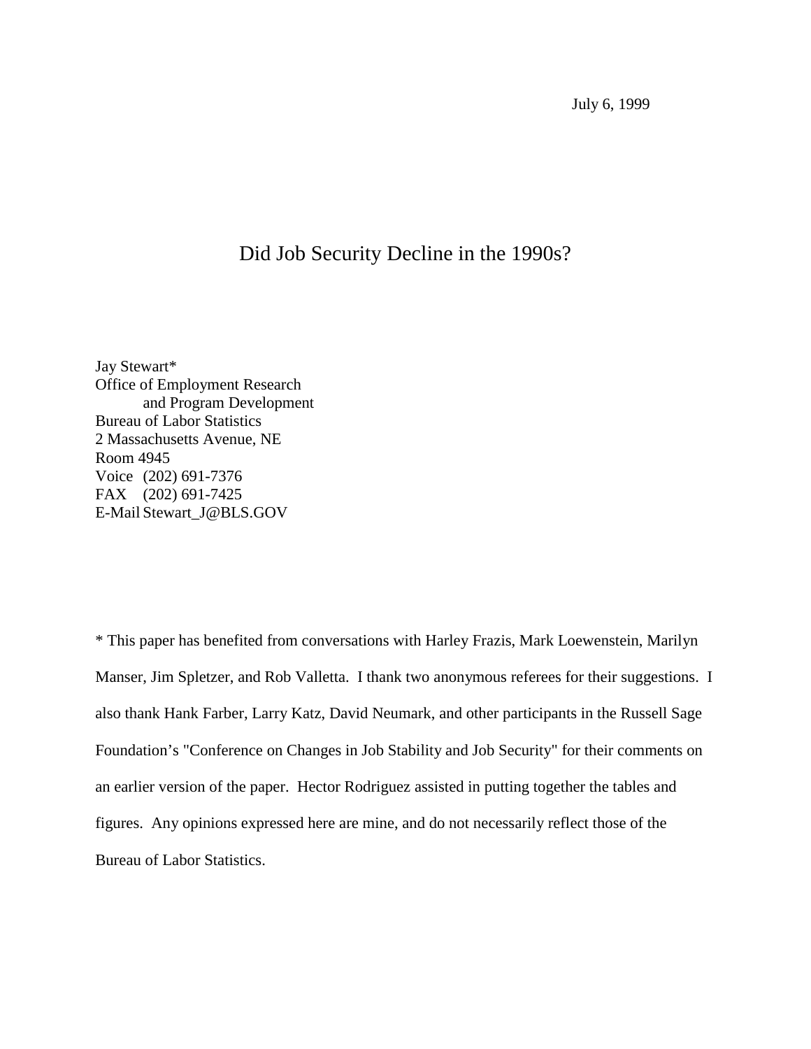July 6, 1999

# Did Job Security Decline in the 1990s?

Jay Stewart*
Office of Employment Research
and Program Development
Bureau of Labor Statistics
2 Massachusetts Avenue, NE
Room 4945
Voice (202) 691-7376
FAX (202) 691-7425
E-Mail Stewart_J@BLS.GOV

* This paper has benefited from conversations with Harley Frazis, Mark Loewenstein, Marilyn Manser, Jim Spletzer, and Rob Valletta. I thank two anonymous referees for their suggestions. I also thank Hank Farber, Larry Katz, David Neumark, and other participants in the Russell Sage Foundation's "Conference on Changes in Job Stability and Job Security" for their comments on an earlier version of the paper. Hector Rodriguez assisted in putting together the tables and figures. Any opinions expressed here are mine, and do not necessarily reflect those of the Bureau of Labor Statistics.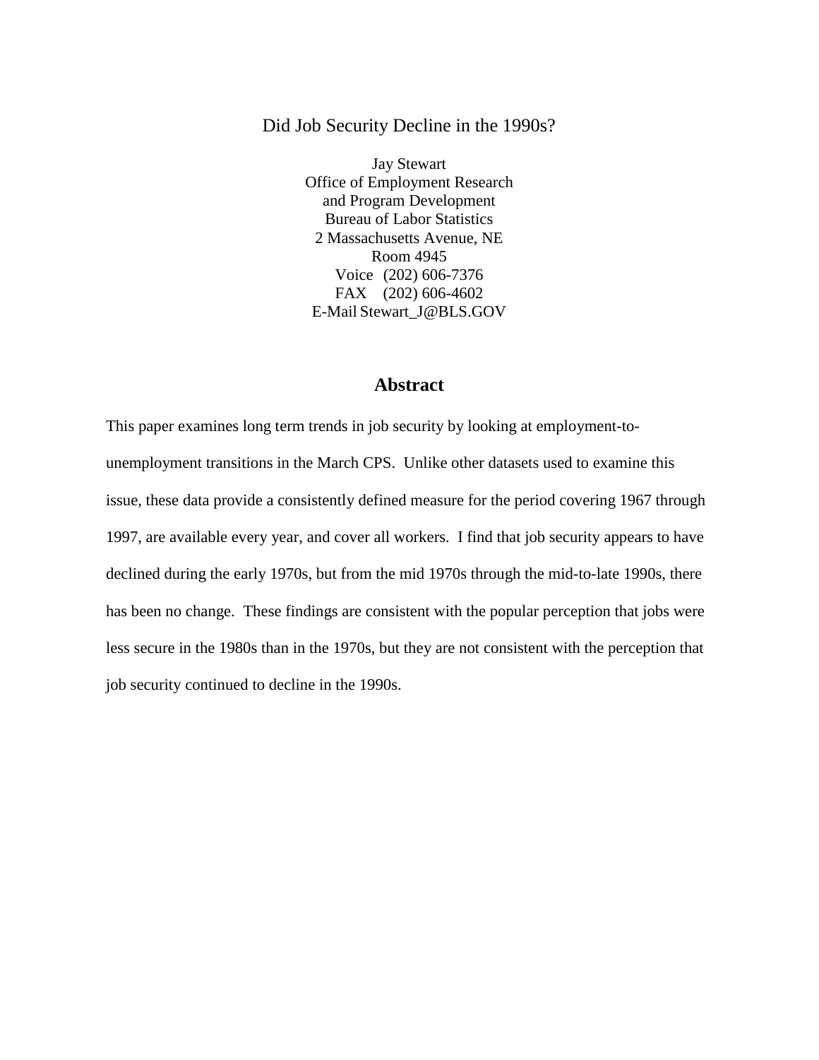# Did Job Security Decline in the 1990s?

Jay Stewart
Office of Employment Research
and Program Development
Bureau of Labor Statistics
2 Massachusetts Avenue, NE
Room 4945
Voice (202) 606-7376
FAX (202) 606-4602
E-Mail Stewart_J@BLS.GOV

## Abstract

This paper examines long term trends in job security by looking at employment-to-unemployment transitions in the March CPS. Unlike other datasets used to examine this issue, these data provide a consistently defined measure for the period covering 1967 through 1997, are available every year, and cover all workers. I find that job security appears to have declined during the early 1970s, but from the mid 1970s through the mid-to-late 1990s, there has been no change. These findings are consistent with the popular perception that jobs were less secure in the 1980s than in the 1970s, but they are not consistent with the perception that job security continued to decline in the 1990s.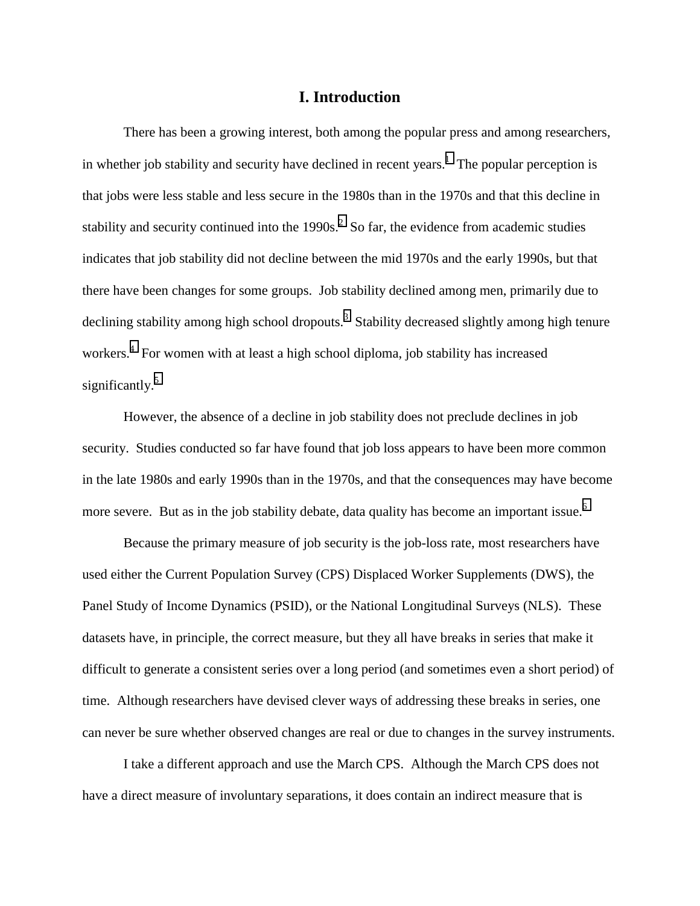# I. Introduction

There has been a growing interest, both among the popular press and among researchers, in whether job stability and security have declined in recent years.[1] The popular perception is that jobs were less stable and less secure in the 1980s than in the 1970s and that this decline in stability and security continued into the 1990s.[2] So far, the evidence from academic studies indicates that job stability did not decline between the mid 1970s and the early 1990s, but that there have been changes for some groups. Job stability declined among men, primarily due to declining stability among high school dropouts.[3] Stability decreased slightly among high tenure workers.[4] For women with at least a high school diploma, job stability has increased significantly.[5]

However, the absence of a decline in job stability does not preclude declines in job security. Studies conducted so far have found that job loss appears to have been more common in the late 1980s and early 1990s than in the 1970s, and that the consequences may have become more severe. But as in the job stability debate, data quality has become an important issue.[6]

Because the primary measure of job security is the job-loss rate, most researchers have used either the Current Population Survey (CPS) Displaced Worker Supplements (DWS), the Panel Study of Income Dynamics (PSID), or the National Longitudinal Surveys (NLS). These datasets have, in principle, the correct measure, but they all have breaks in series that make it difficult to generate a consistent series over a long period (and sometimes even a short period) of time. Although researchers have devised clever ways of addressing these breaks in series, one can never be sure whether observed changes are real or due to changes in the survey instruments.

I take a different approach and use the March CPS. Although the March CPS does not have a direct measure of involuntary separations, it does contain an indirect measure that is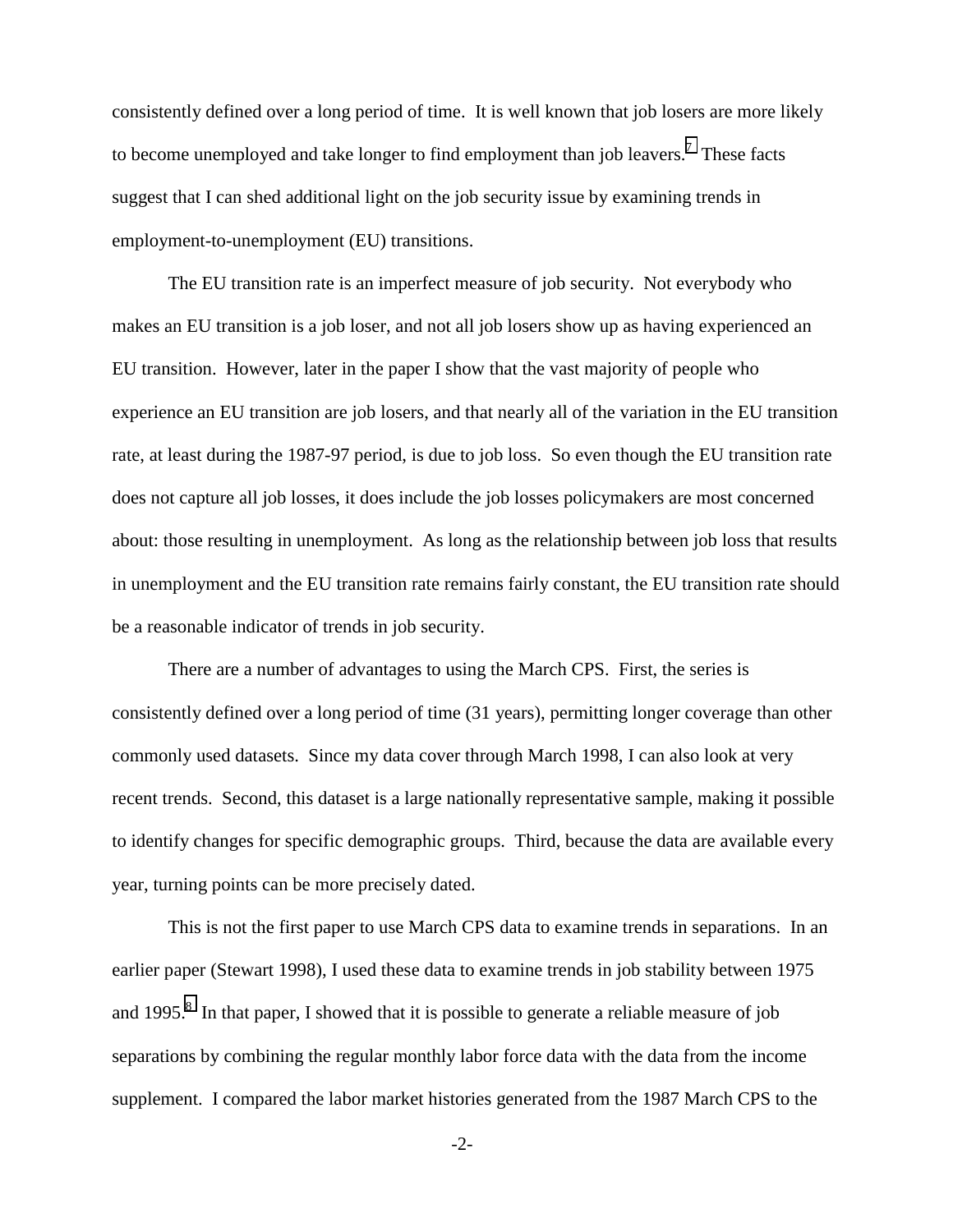consistently defined over a long period of time. It is well known that job losers are more likely to become unemployed and take longer to find employment than job leavers.[7] These facts suggest that I can shed additional light on the job security issue by examining trends in employment-to-unemployment (EU) transitions.

The EU transition rate is an imperfect measure of job security. Not everybody who makes an EU transition is a job loser, and not all job losers show up as having experienced an EU transition. However, later in the paper I show that the vast majority of people who experience an EU transition are job losers, and that nearly all of the variation in the EU transition rate, at least during the 1987-97 period, is due to job loss. So even though the EU transition rate does not capture all job losses, it does include the job losses policymakers are most concerned about: those resulting in unemployment. As long as the relationship between job loss that results in unemployment and the EU transition rate remains fairly constant, the EU transition rate should be a reasonable indicator of trends in job security.

There are a number of advantages to using the March CPS. First, the series is consistently defined over a long period of time (31 years), permitting longer coverage than other commonly used datasets. Since my data cover through March 1998, I can also look at very recent trends. Second, this dataset is a large nationally representative sample, making it possible to identify changes for specific demographic groups. Third, because the data are available every year, turning points can be more precisely dated.

This is not the first paper to use March CPS data to examine trends in separations. In an earlier paper (Stewart 1998), I used these data to examine trends in job stability between 1975 and 1995.[8] In that paper, I showed that it is possible to generate a reliable measure of job separations by combining the regular monthly labor force data with the data from the income supplement. I compared the labor market histories generated from the 1987 March CPS to the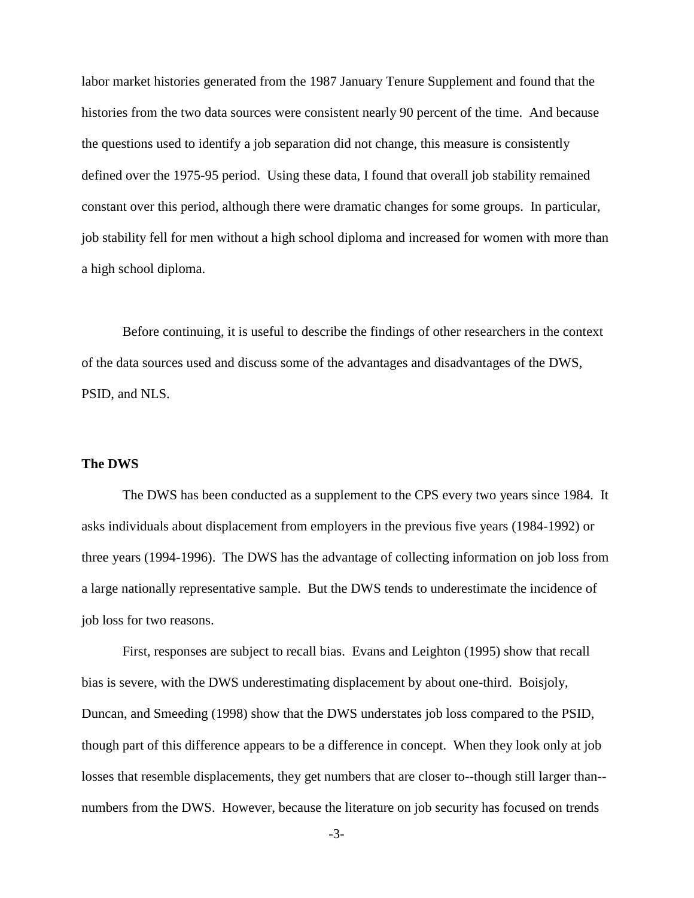labor market histories generated from the 1987 January Tenure Supplement and found that the histories from the two data sources were consistent nearly 90 percent of the time. And because the questions used to identify a job separation did not change, this measure is consistently defined over the 1975-95 period. Using these data, I found that overall job stability remained constant over this period, although there were dramatic changes for some groups. In particular, job stability fell for men without a high school diploma and increased for women with more than a high school diploma.

Before continuing, it is useful to describe the findings of other researchers in the context of the data sources used and discuss some of the advantages and disadvantages of the DWS, PSID, and NLS.

**The DWS**

The DWS has been conducted as a supplement to the CPS every two years since 1984. It asks individuals about displacement from employers in the previous five years (1984-1992) or three years (1994-1996). The DWS has the advantage of collecting information on job loss from a large nationally representative sample. But the DWS tends to underestimate the incidence of job loss for two reasons.

First, responses are subject to recall bias. Evans and Leighton (1995) show that recall bias is severe, with the DWS underestimating displacement by about one-third. Boisjoly, Duncan, and Smeeding (1998) show that the DWS understates job loss compared to the PSID, though part of this difference appears to be a difference in concept. When they look only at job losses that resemble displacements, they get numbers that are closer to--though still larger than--numbers from the DWS. However, because the literature on job security has focused on trends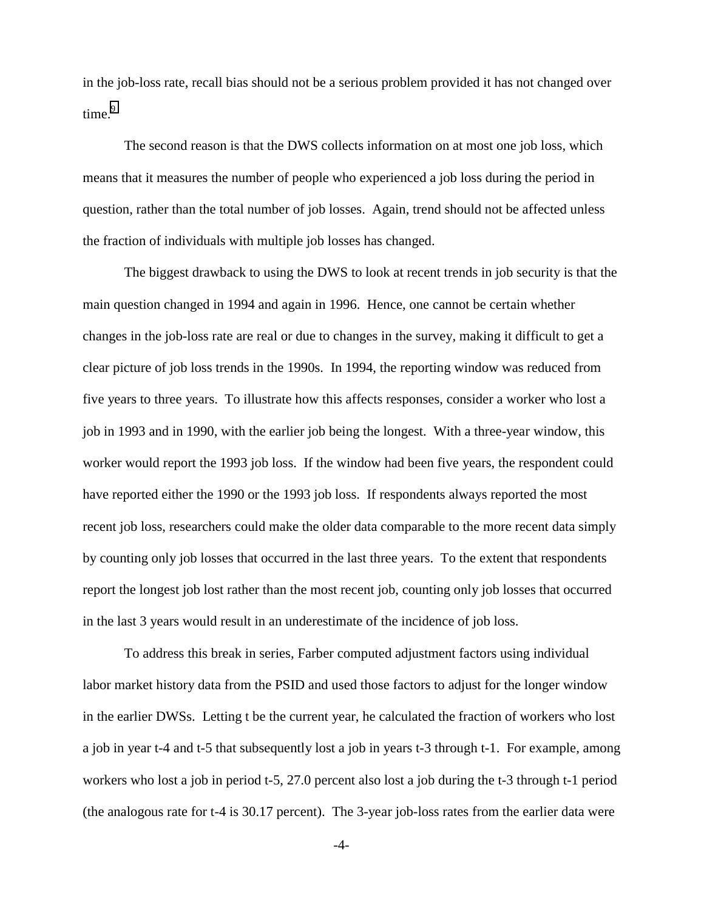in the job-loss rate, recall bias should not be a serious problem provided it has not changed over time.[9]

The second reason is that the DWS collects information on at most one job loss, which means that it measures the number of people who experienced a job loss during the period in question, rather than the total number of job losses. Again, trend should not be affected unless the fraction of individuals with multiple job losses has changed.

The biggest drawback to using the DWS to look at recent trends in job security is that the main question changed in 1994 and again in 1996. Hence, one cannot be certain whether changes in the job-loss rate are real or due to changes in the survey, making it difficult to get a clear picture of job loss trends in the 1990s. In 1994, the reporting window was reduced from five years to three years. To illustrate how this affects responses, consider a worker who lost a job in 1993 and in 1990, with the earlier job being the longest. With a three-year window, this worker would report the 1993 job loss. If the window had been five years, the respondent could have reported either the 1990 or the 1993 job loss. If respondents always reported the most recent job loss, researchers could make the older data comparable to the more recent data simply by counting only job losses that occurred in the last three years. To the extent that respondents report the longest job lost rather than the most recent job, counting only job losses that occurred in the last 3 years would result in an underestimate of the incidence of job loss.

To address this break in series, Farber computed adjustment factors using individual labor market history data from the PSID and used those factors to adjust for the longer window in the earlier DWSs. Letting t be the current year, he calculated the fraction of workers who lost a job in year t-4 and t-5 that subsequently lost a job in years t-3 through t-1. For example, among workers who lost a job in period t-5, 27.0 percent also lost a job during the t-3 through t-1 period (the analogous rate for t-4 is 30.17 percent). The 3-year job-loss rates from the earlier data were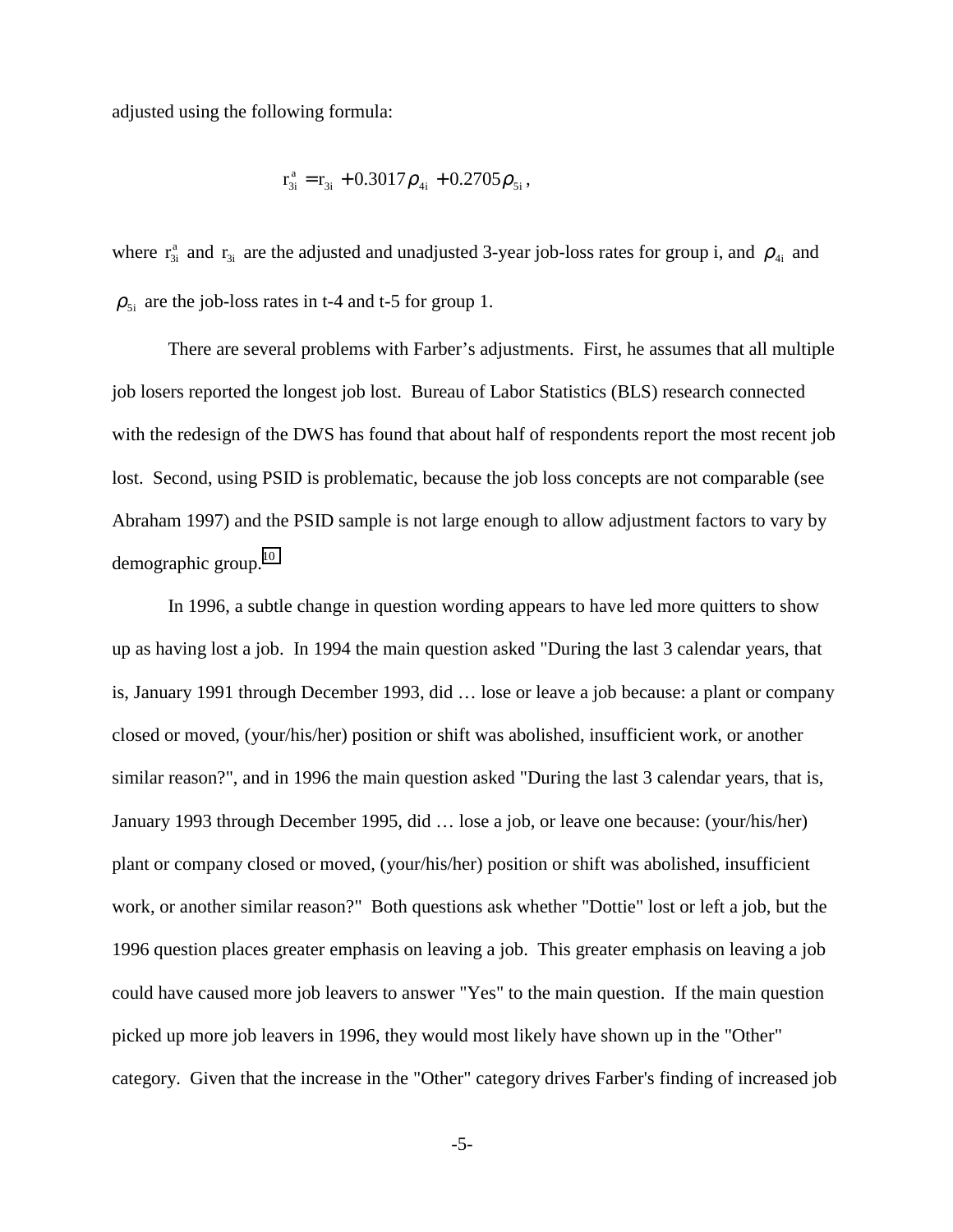adjusted using the following formula:

$$r_{3i}^{a} = r_{3i} + 0.3017\rho_{4i} + 0.2705\rho_{5i},$$

where $r_{3i}^{a}$ and $r_{3i}$ are the adjusted and unadjusted 3-year job-loss rates for group i, and $\rho_{4i}$ and $\rho_{5i}$ are the job-loss rates in t-4 and t-5 for group 1.

There are several problems with Farber's adjustments. First, he assumes that all multiple job losers reported the longest job lost. Bureau of Labor Statistics (BLS) research connected with the redesign of the DWS has found that about half of respondents report the most recent job lost. Second, using PSID is problematic, because the job loss concepts are not comparable (see Abraham 1997) and the PSID sample is not large enough to allow adjustment factors to vary by demographic group.[10]

In 1996, a subtle change in question wording appears to have led more quitters to show up as having lost a job. In 1994 the main question asked "During the last 3 calendar years, that is, January 1991 through December 1993, did … lose or leave a job because: a plant or company closed or moved, (your/his/her) position or shift was abolished, insufficient work, or another similar reason?", and in 1996 the main question asked "During the last 3 calendar years, that is, January 1993 through December 1995, did … lose a job, or leave one because: (your/his/her) plant or company closed or moved, (your/his/her) position or shift was abolished, insufficient work, or another similar reason?" Both questions ask whether "Dottie" lost or left a job, but the 1996 question places greater emphasis on leaving a job. This greater emphasis on leaving a job could have caused more job leavers to answer "Yes" to the main question. If the main question picked up more job leavers in 1996, they would most likely have shown up in the "Other" category. Given that the increase in the "Other" category drives Farber's finding of increased job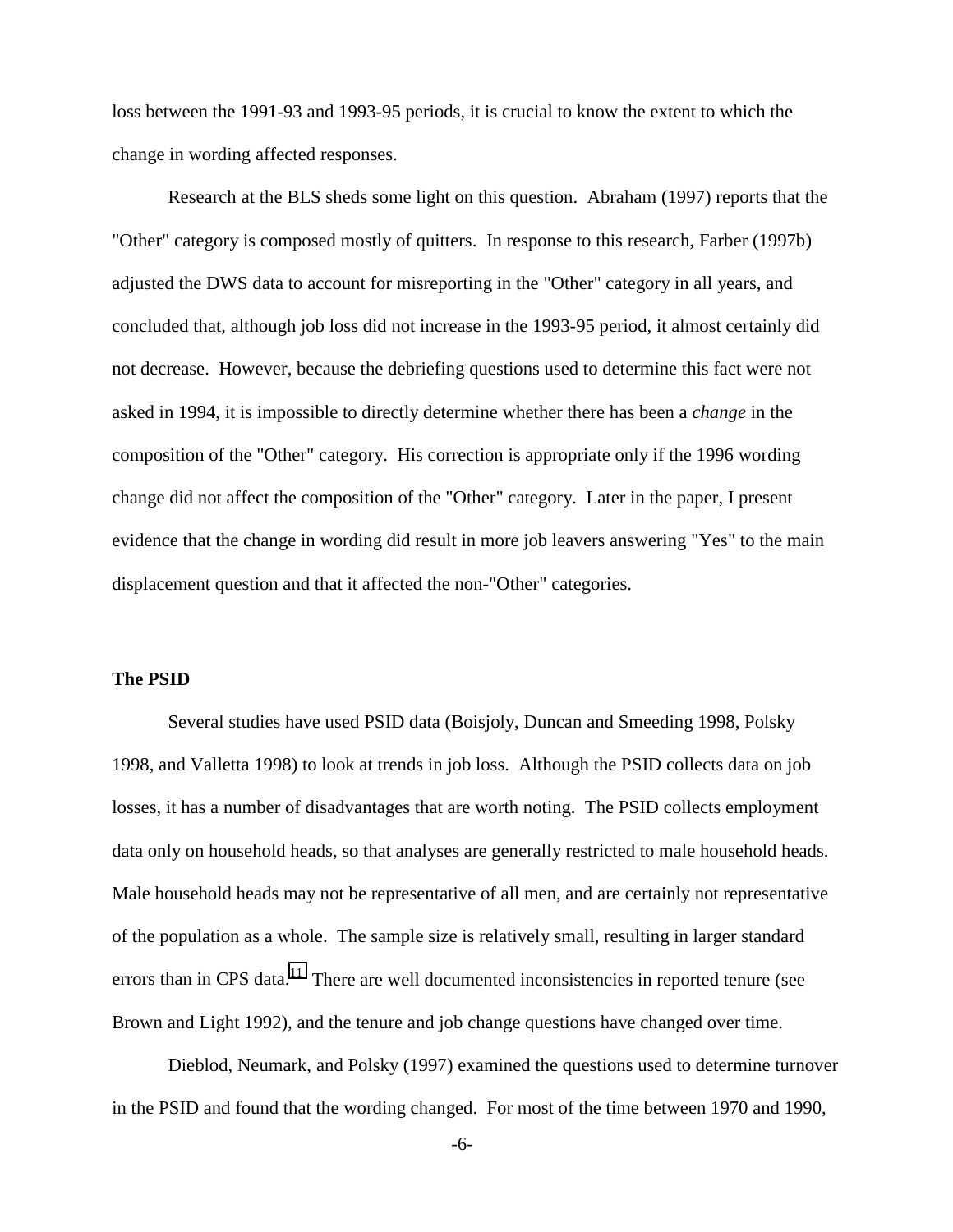loss between the 1991-93 and 1993-95 periods, it is crucial to know the extent to which the change in wording affected responses.

Research at the BLS sheds some light on this question. Abraham (1997) reports that the "Other" category is composed mostly of quitters. In response to this research, Farber (1997b) adjusted the DWS data to account for misreporting in the "Other" category in all years, and concluded that, although job loss did not increase in the 1993-95 period, it almost certainly did not decrease. However, because the debriefing questions used to determine this fact were not asked in 1994, it is impossible to directly determine whether there has been a *change* in the composition of the "Other" category. His correction is appropriate only if the 1996 wording change did not affect the composition of the "Other" category. Later in the paper, I present evidence that the change in wording did result in more job leavers answering "Yes" to the main displacement question and that it affected the non-"Other" categories.

**The PSID**

Several studies have used PSID data (Boisjoly, Duncan and Smeeding 1998, Polsky 1998, and Valletta 1998) to look at trends in job loss. Although the PSID collects data on job losses, it has a number of disadvantages that are worth noting. The PSID collects employment data only on household heads, so that analyses are generally restricted to male household heads. Male household heads may not be representative of all men, and are certainly not representative of the population as a whole. The sample size is relatively small, resulting in larger standard errors than in CPS data.[11] There are well documented inconsistencies in reported tenure (see Brown and Light 1992), and the tenure and job change questions have changed over time.

Dieblod, Neumark, and Polsky (1997) examined the questions used to determine turnover in the PSID and found that the wording changed. For most of the time between 1970 and 1990,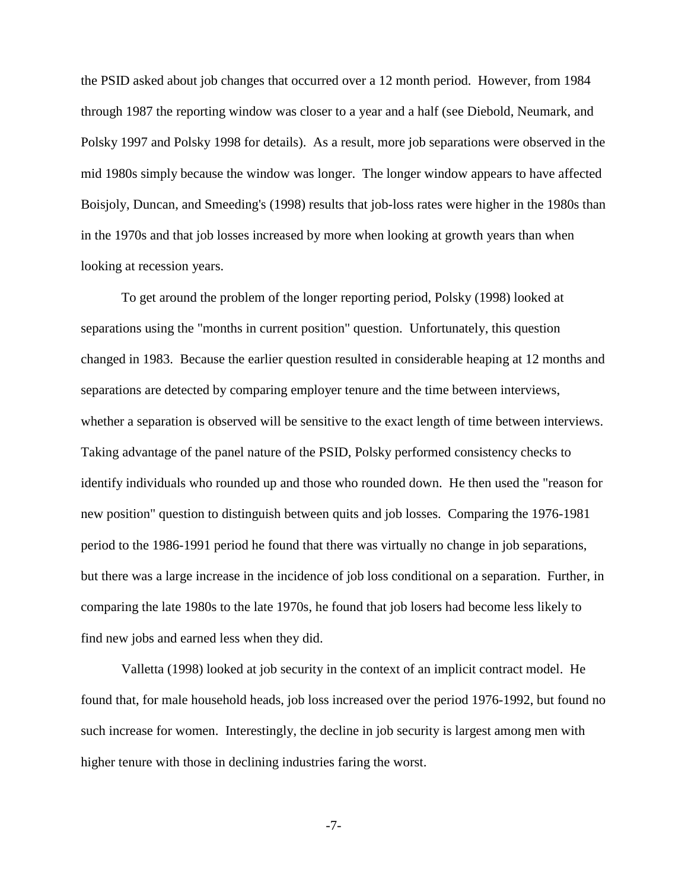the PSID asked about job changes that occurred over a 12 month period. However, from 1984 through 1987 the reporting window was closer to a year and a half (see Diebold, Neumark, and Polsky 1997 and Polsky 1998 for details). As a result, more job separations were observed in the mid 1980s simply because the window was longer. The longer window appears to have affected Boisjoly, Duncan, and Smeeding's (1998) results that job-loss rates were higher in the 1980s than in the 1970s and that job losses increased by more when looking at growth years than when looking at recession years.

To get around the problem of the longer reporting period, Polsky (1998) looked at separations using the "months in current position" question. Unfortunately, this question changed in 1983. Because the earlier question resulted in considerable heaping at 12 months and separations are detected by comparing employer tenure and the time between interviews, whether a separation is observed will be sensitive to the exact length of time between interviews. Taking advantage of the panel nature of the PSID, Polsky performed consistency checks to identify individuals who rounded up and those who rounded down. He then used the "reason for new position" question to distinguish between quits and job losses. Comparing the 1976-1981 period to the 1986-1991 period he found that there was virtually no change in job separations, but there was a large increase in the incidence of job loss conditional on a separation. Further, in comparing the late 1980s to the late 1970s, he found that job losers had become less likely to find new jobs and earned less when they did.

Valletta (1998) looked at job security in the context of an implicit contract model. He found that, for male household heads, job loss increased over the period 1976-1992, but found no such increase for women. Interestingly, the decline in job security is largest among men with higher tenure with those in declining industries faring the worst.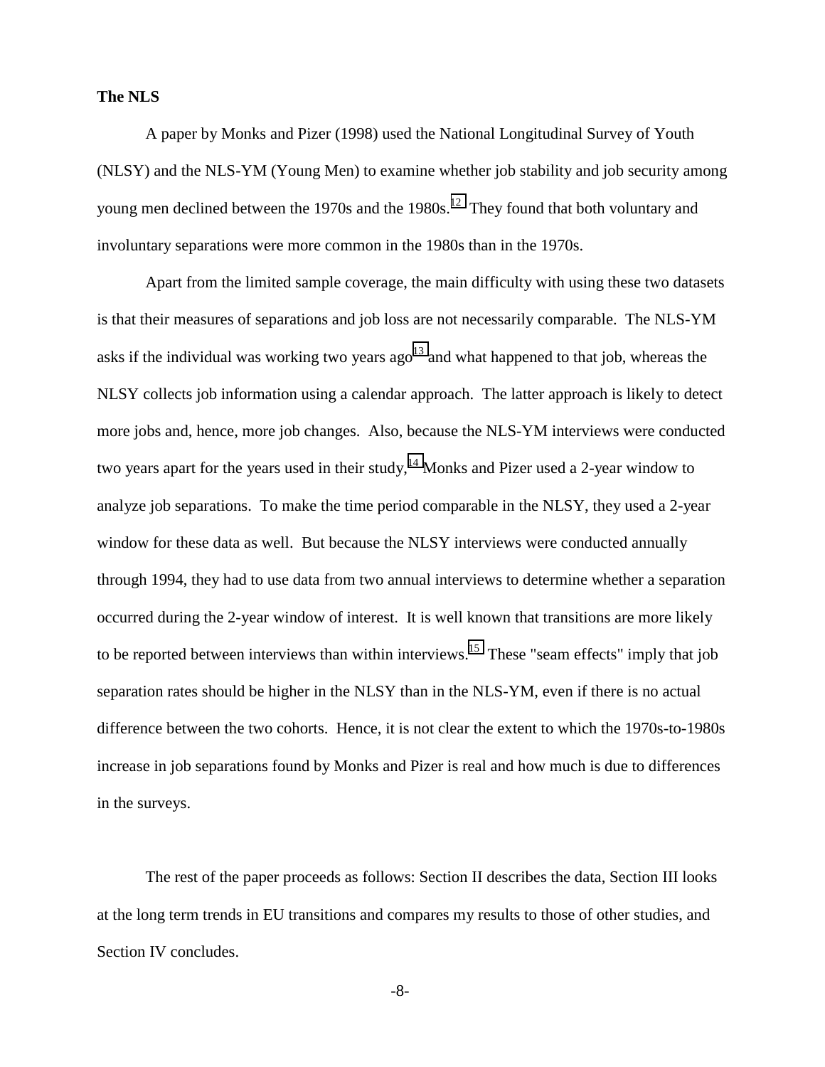**The NLS**

A paper by Monks and Pizer (1998) used the National Longitudinal Survey of Youth (NLSY) and the NLS-YM (Young Men) to examine whether job stability and job security among young men declined between the 1970s and the 1980s.[12] They found that both voluntary and involuntary separations were more common in the 1980s than in the 1970s.

Apart from the limited sample coverage, the main difficulty with using these two datasets is that their measures of separations and job loss are not necessarily comparable. The NLS-YM asks if the individual was working two years ago[13] and what happened to that job, whereas the NLSY collects job information using a calendar approach. The latter approach is likely to detect more jobs and, hence, more job changes. Also, because the NLS-YM interviews were conducted two years apart for the years used in their study,[14] Monks and Pizer used a 2-year window to analyze job separations. To make the time period comparable in the NLSY, they used a 2-year window for these data as well. But because the NLSY interviews were conducted annually through 1994, they had to use data from two annual interviews to determine whether a separation occurred during the 2-year window of interest. It is well known that transitions are more likely to be reported between interviews than within interviews.[15] These "seam effects" imply that job separation rates should be higher in the NLSY than in the NLS-YM, even if there is no actual difference between the two cohorts. Hence, it is not clear the extent to which the 1970s-to-1980s increase in job separations found by Monks and Pizer is real and how much is due to differences in the surveys.

The rest of the paper proceeds as follows: Section II describes the data, Section III looks at the long term trends in EU transitions and compares my results to those of other studies, and Section IV concludes.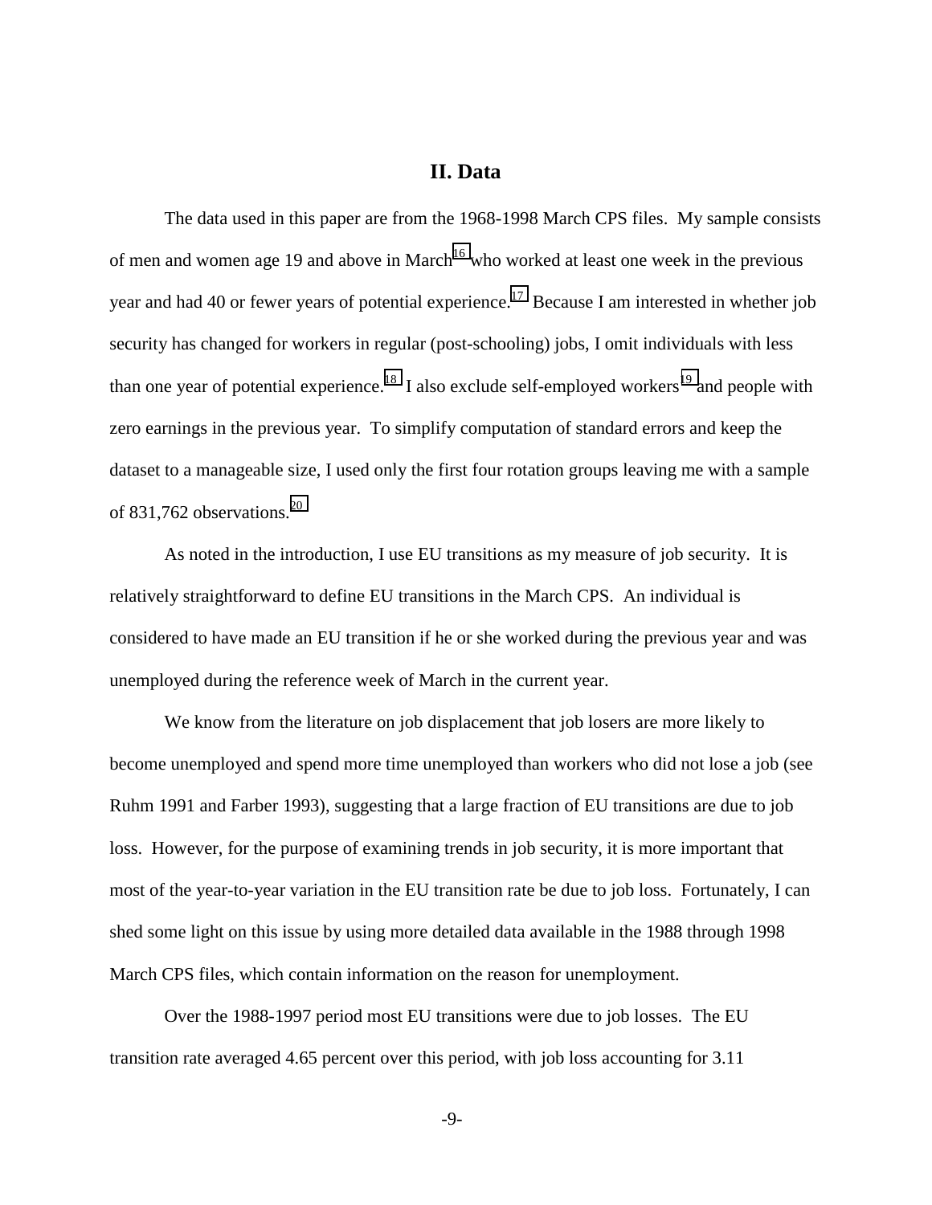## II. Data

The data used in this paper are from the 1968-1998 March CPS files. My sample consists of men and women age 19 and above in March[16] who worked at least one week in the previous year and had 40 or fewer years of potential experience.[17] Because I am interested in whether job security has changed for workers in regular (post-schooling) jobs, I omit individuals with less than one year of potential experience.[18] I also exclude self-employed workers[19] and people with zero earnings in the previous year. To simplify computation of standard errors and keep the dataset to a manageable size, I used only the first four rotation groups leaving me with a sample of 831,762 observations.[20]

As noted in the introduction, I use EU transitions as my measure of job security. It is relatively straightforward to define EU transitions in the March CPS. An individual is considered to have made an EU transition if he or she worked during the previous year and was unemployed during the reference week of March in the current year.

We know from the literature on job displacement that job losers are more likely to become unemployed and spend more time unemployed than workers who did not lose a job (see Ruhm 1991 and Farber 1993), suggesting that a large fraction of EU transitions are due to job loss. However, for the purpose of examining trends in job security, it is more important that most of the year-to-year variation in the EU transition rate be due to job loss. Fortunately, I can shed some light on this issue by using more detailed data available in the 1988 through 1998 March CPS files, which contain information on the reason for unemployment.

Over the 1988-1997 period most EU transitions were due to job losses. The EU transition rate averaged 4.65 percent over this period, with job loss accounting for 3.11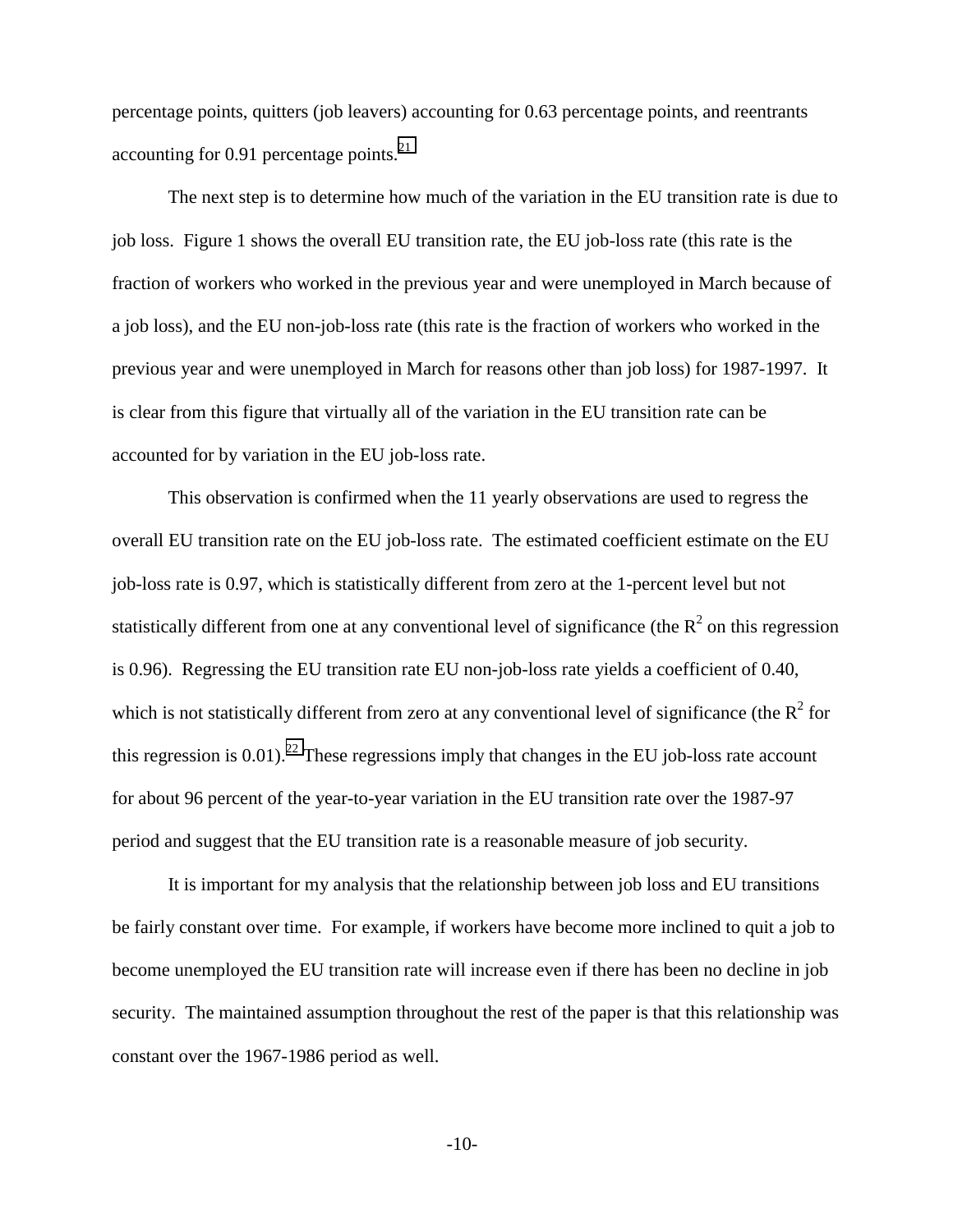percentage points, quitters (job leavers) accounting for 0.63 percentage points, and reentrants accounting for 0.91 percentage points.[21]

The next step is to determine how much of the variation in the EU transition rate is due to job loss. Figure 1 shows the overall EU transition rate, the EU job-loss rate (this rate is the fraction of workers who worked in the previous year and were unemployed in March because of a job loss), and the EU non-job-loss rate (this rate is the fraction of workers who worked in the previous year and were unemployed in March for reasons other than job loss) for 1987-1997. It is clear from this figure that virtually all of the variation in the EU transition rate can be accounted for by variation in the EU job-loss rate.

This observation is confirmed when the 11 yearly observations are used to regress the overall EU transition rate on the EU job-loss rate. The estimated coefficient estimate on the EU job-loss rate is 0.97, which is statistically different from zero at the 1-percent level but not statistically different from one at any conventional level of significance (the $R^2$ on this regression is 0.96). Regressing the EU transition rate EU non-job-loss rate yields a coefficient of 0.40, which is not statistically different from zero at any conventional level of significance (the $R^2$ for this regression is 0.01).[22] These regressions imply that changes in the EU job-loss rate account for about 96 percent of the year-to-year variation in the EU transition rate over the 1987-97 period and suggest that the EU transition rate is a reasonable measure of job security.

It is important for my analysis that the relationship between job loss and EU transitions be fairly constant over time. For example, if workers have become more inclined to quit a job to become unemployed the EU transition rate will increase even if there has been no decline in job security. The maintained assumption throughout the rest of the paper is that this relationship was constant over the 1967-1986 period as well.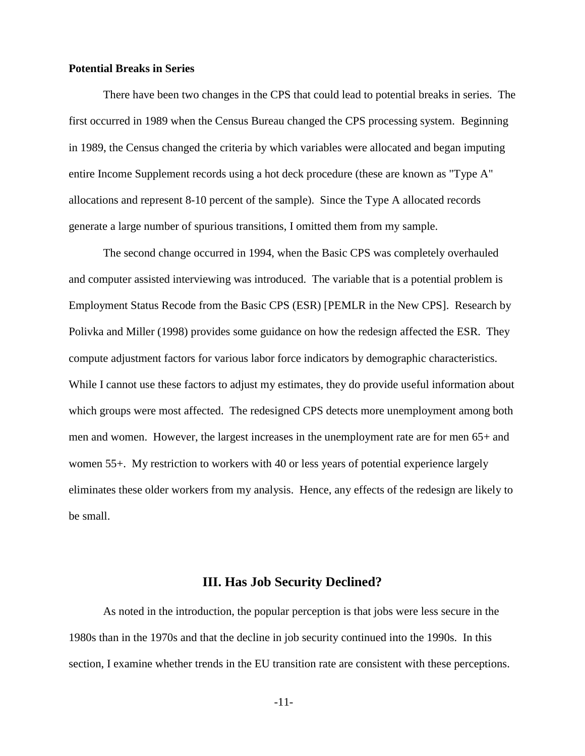**Potential Breaks in Series**

There have been two changes in the CPS that could lead to potential breaks in series. The first occurred in 1989 when the Census Bureau changed the CPS processing system. Beginning in 1989, the Census changed the criteria by which variables were allocated and began imputing entire Income Supplement records using a hot deck procedure (these are known as "Type A" allocations and represent 8-10 percent of the sample). Since the Type A allocated records generate a large number of spurious transitions, I omitted them from my sample.

The second change occurred in 1994, when the Basic CPS was completely overhauled and computer assisted interviewing was introduced. The variable that is a potential problem is Employment Status Recode from the Basic CPS (ESR) [PEMLR in the New CPS]. Research by Polivka and Miller (1998) provides some guidance on how the redesign affected the ESR. They compute adjustment factors for various labor force indicators by demographic characteristics. While I cannot use these factors to adjust my estimates, they do provide useful information about which groups were most affected. The redesigned CPS detects more unemployment among both men and women. However, the largest increases in the unemployment rate are for men 65+ and women 55+. My restriction to workers with 40 or less years of potential experience largely eliminates these older workers from my analysis. Hence, any effects of the redesign are likely to be small.

## III. Has Job Security Declined?

As noted in the introduction, the popular perception is that jobs were less secure in the 1980s than in the 1970s and that the decline in job security continued into the 1990s. In this section, I examine whether trends in the EU transition rate are consistent with these perceptions.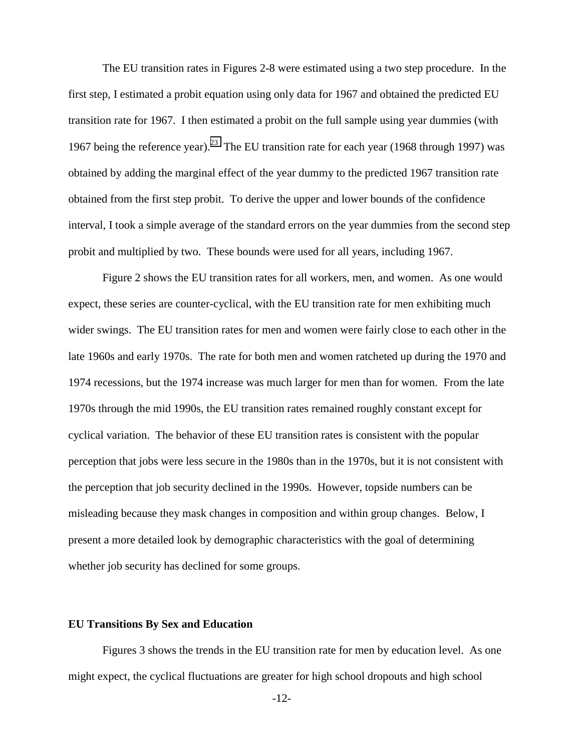The EU transition rates in Figures 2-8 were estimated using a two step procedure. In the first step, I estimated a probit equation using only data for 1967 and obtained the predicted EU transition rate for 1967. I then estimated a probit on the full sample using year dummies (with 1967 being the reference year).[23] The EU transition rate for each year (1968 through 1997) was obtained by adding the marginal effect of the year dummy to the predicted 1967 transition rate obtained from the first step probit. To derive the upper and lower bounds of the confidence interval, I took a simple average of the standard errors on the year dummies from the second step probit and multiplied by two. These bounds were used for all years, including 1967.

Figure 2 shows the EU transition rates for all workers, men, and women. As one would expect, these series are counter-cyclical, with the EU transition rate for men exhibiting much wider swings. The EU transition rates for men and women were fairly close to each other in the late 1960s and early 1970s. The rate for both men and women ratcheted up during the 1970 and 1974 recessions, but the 1974 increase was much larger for men than for women. From the late 1970s through the mid 1990s, the EU transition rates remained roughly constant except for cyclical variation. The behavior of these EU transition rates is consistent with the popular perception that jobs were less secure in the 1980s than in the 1970s, but it is not consistent with the perception that job security declined in the 1990s. However, topside numbers can be misleading because they mask changes in composition and within group changes. Below, I present a more detailed look by demographic characteristics with the goal of determining whether job security has declined for some groups.

**EU Transitions By Sex and Education**

Figures 3 shows the trends in the EU transition rate for men by education level. As one might expect, the cyclical fluctuations are greater for high school dropouts and high school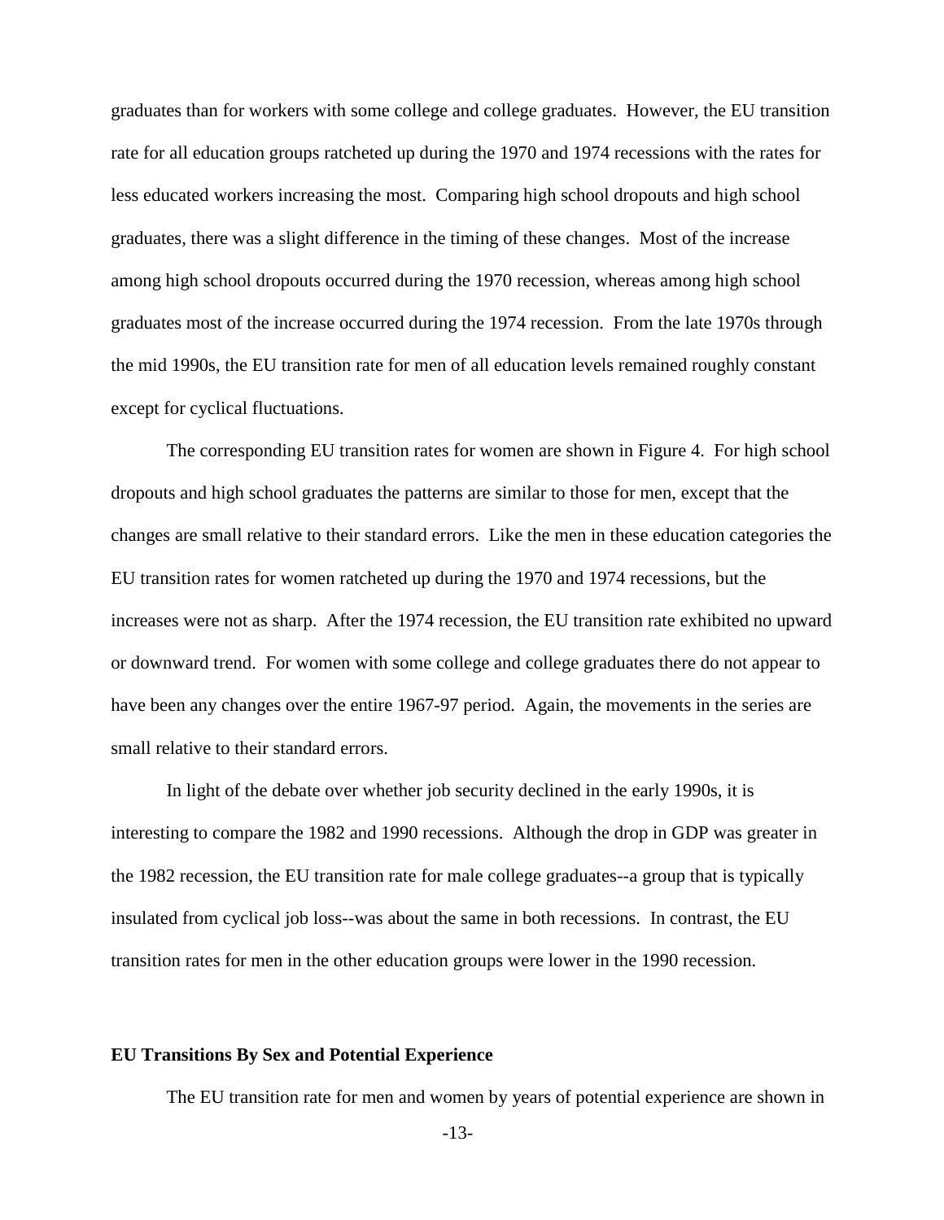graduates than for workers with some college and college graduates. However, the EU transition rate for all education groups ratcheted up during the 1970 and 1974 recessions with the rates for less educated workers increasing the most. Comparing high school dropouts and high school graduates, there was a slight difference in the timing of these changes. Most of the increase among high school dropouts occurred during the 1970 recession, whereas among high school graduates most of the increase occurred during the 1974 recession. From the late 1970s through the mid 1990s, the EU transition rate for men of all education levels remained roughly constant except for cyclical fluctuations.

The corresponding EU transition rates for women are shown in Figure 4. For high school dropouts and high school graduates the patterns are similar to those for men, except that the changes are small relative to their standard errors. Like the men in these education categories the EU transition rates for women ratcheted up during the 1970 and 1974 recessions, but the increases were not as sharp. After the 1974 recession, the EU transition rate exhibited no upward or downward trend. For women with some college and college graduates there do not appear to have been any changes over the entire 1967-97 period. Again, the movements in the series are small relative to their standard errors.

In light of the debate over whether job security declined in the early 1990s, it is interesting to compare the 1982 and 1990 recessions. Although the drop in GDP was greater in the 1982 recession, the EU transition rate for male college graduates--a group that is typically insulated from cyclical job loss--was about the same in both recessions. In contrast, the EU transition rates for men in the other education groups were lower in the 1990 recession.

**EU Transitions By Sex and Potential Experience**

The EU transition rate for men and women by years of potential experience are shown in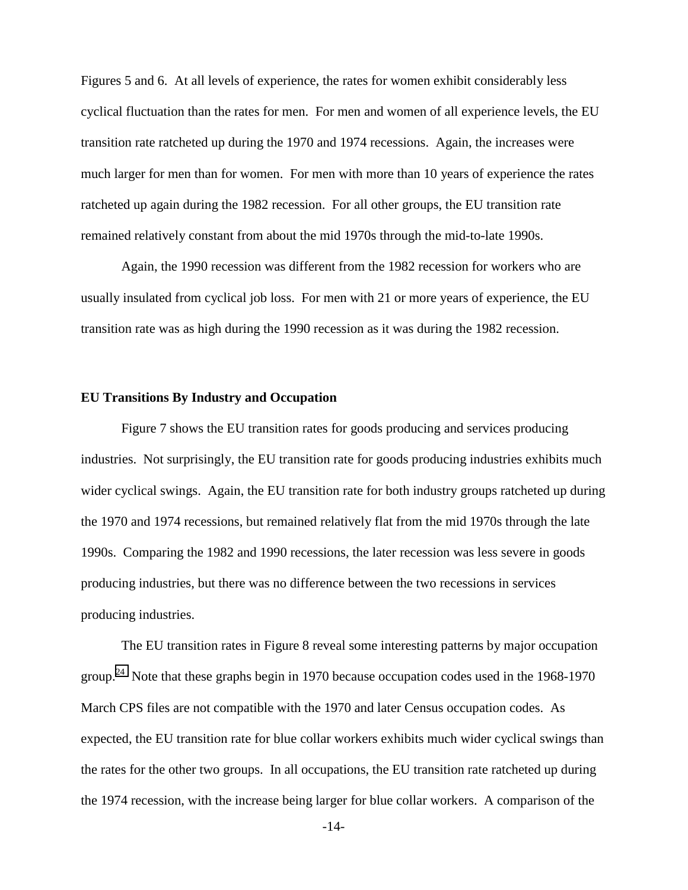Figures 5 and 6. At all levels of experience, the rates for women exhibit considerably less cyclical fluctuation than the rates for men. For men and women of all experience levels, the EU transition rate ratcheted up during the 1970 and 1974 recessions. Again, the increases were much larger for men than for women. For men with more than 10 years of experience the rates ratcheted up again during the 1982 recession. For all other groups, the EU transition rate remained relatively constant from about the mid 1970s through the mid-to-late 1990s.

Again, the 1990 recession was different from the 1982 recession for workers who are usually insulated from cyclical job loss. For men with 21 or more years of experience, the EU transition rate was as high during the 1990 recession as it was during the 1982 recession.

**EU Transitions By Industry and Occupation**

Figure 7 shows the EU transition rates for goods producing and services producing industries. Not surprisingly, the EU transition rate for goods producing industries exhibits much wider cyclical swings. Again, the EU transition rate for both industry groups ratcheted up during the 1970 and 1974 recessions, but remained relatively flat from the mid 1970s through the late 1990s. Comparing the 1982 and 1990 recessions, the later recession was less severe in goods producing industries, but there was no difference between the two recessions in services producing industries.

The EU transition rates in Figure 8 reveal some interesting patterns by major occupation group.[24] Note that these graphs begin in 1970 because occupation codes used in the 1968-1970 March CPS files are not compatible with the 1970 and later Census occupation codes. As expected, the EU transition rate for blue collar workers exhibits much wider cyclical swings than the rates for the other two groups. In all occupations, the EU transition rate ratcheted up during the 1974 recession, with the increase being larger for blue collar workers. A comparison of the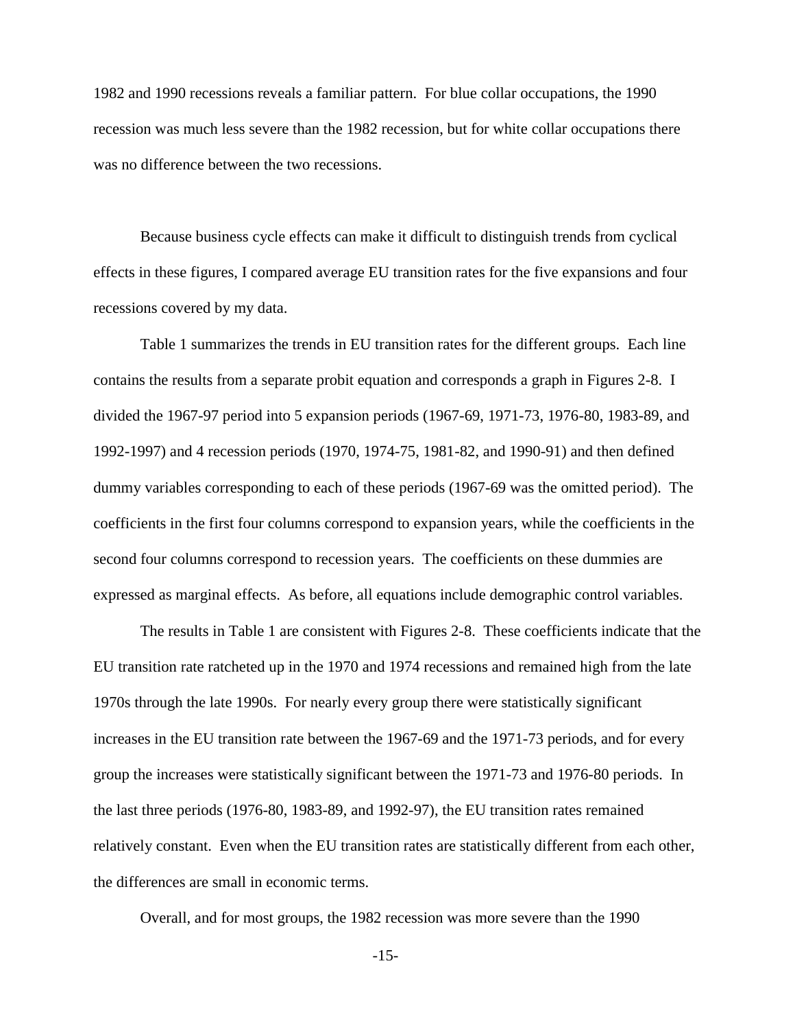1982 and 1990 recessions reveals a familiar pattern. For blue collar occupations, the 1990 recession was much less severe than the 1982 recession, but for white collar occupations there was no difference between the two recessions.

Because business cycle effects can make it difficult to distinguish trends from cyclical effects in these figures, I compared average EU transition rates for the five expansions and four recessions covered by my data.

Table 1 summarizes the trends in EU transition rates for the different groups. Each line contains the results from a separate probit equation and corresponds a graph in Figures 2-8. I divided the 1967-97 period into 5 expansion periods (1967-69, 1971-73, 1976-80, 1983-89, and 1992-1997) and 4 recession periods (1970, 1974-75, 1981-82, and 1990-91) and then defined dummy variables corresponding to each of these periods (1967-69 was the omitted period). The coefficients in the first four columns correspond to expansion years, while the coefficients in the second four columns correspond to recession years. The coefficients on these dummies are expressed as marginal effects. As before, all equations include demographic control variables.

The results in Table 1 are consistent with Figures 2-8. These coefficients indicate that the EU transition rate ratcheted up in the 1970 and 1974 recessions and remained high from the late 1970s through the late 1990s. For nearly every group there were statistically significant increases in the EU transition rate between the 1967-69 and the 1971-73 periods, and for every group the increases were statistically significant between the 1971-73 and 1976-80 periods. In the last three periods (1976-80, 1983-89, and 1992-97), the EU transition rates remained relatively constant. Even when the EU transition rates are statistically different from each other, the differences are small in economic terms.

Overall, and for most groups, the 1982 recession was more severe than the 1990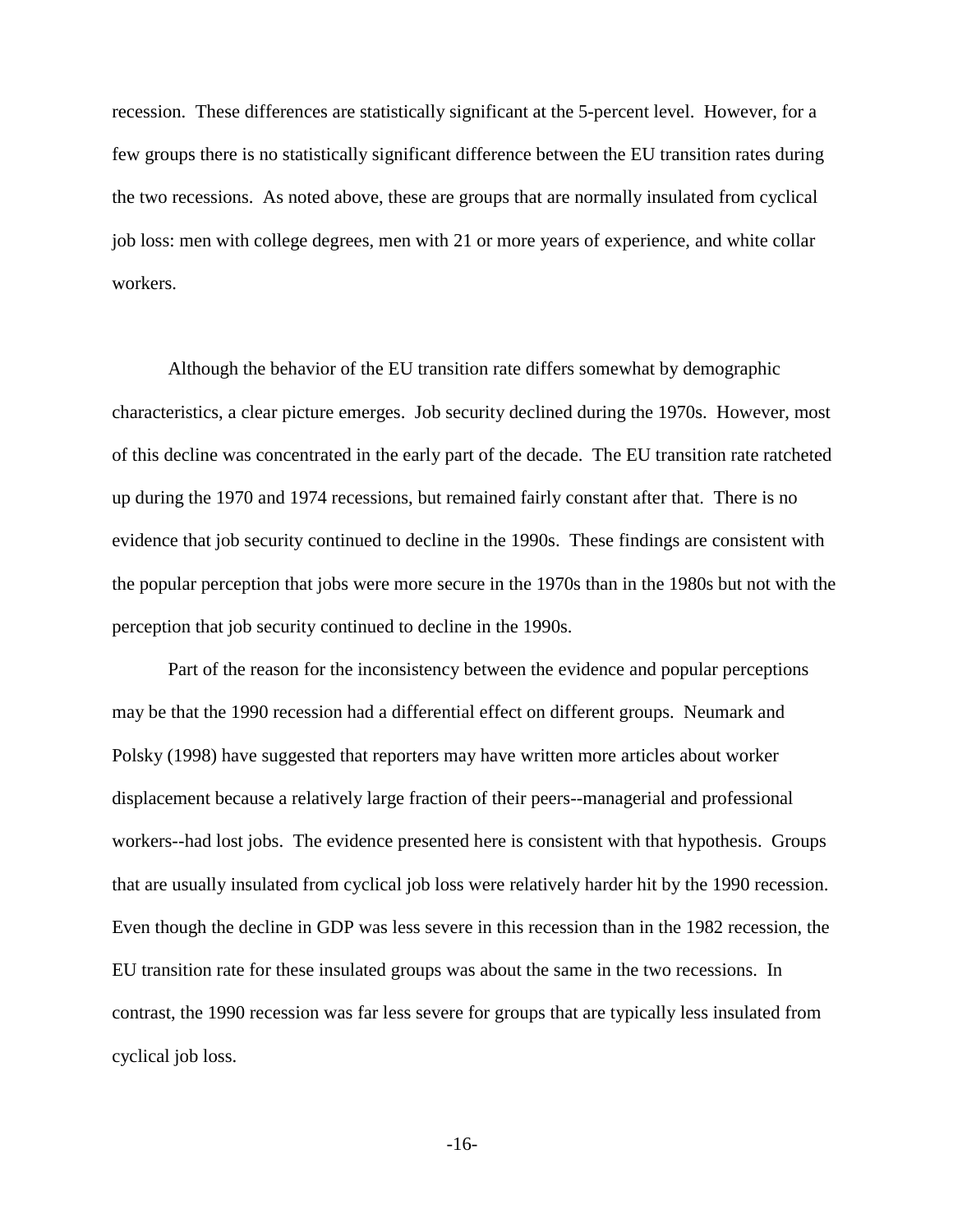recession. These differences are statistically significant at the 5-percent level. However, for a few groups there is no statistically significant difference between the EU transition rates during the two recessions. As noted above, these are groups that are normally insulated from cyclical job loss: men with college degrees, men with 21 or more years of experience, and white collar workers.

Although the behavior of the EU transition rate differs somewhat by demographic characteristics, a clear picture emerges. Job security declined during the 1970s. However, most of this decline was concentrated in the early part of the decade. The EU transition rate ratcheted up during the 1970 and 1974 recessions, but remained fairly constant after that. There is no evidence that job security continued to decline in the 1990s. These findings are consistent with the popular perception that jobs were more secure in the 1970s than in the 1980s but not with the perception that job security continued to decline in the 1990s.

Part of the reason for the inconsistency between the evidence and popular perceptions may be that the 1990 recession had a differential effect on different groups. Neumark and Polsky (1998) have suggested that reporters may have written more articles about worker displacement because a relatively large fraction of their peers--managerial and professional workers--had lost jobs. The evidence presented here is consistent with that hypothesis. Groups that are usually insulated from cyclical job loss were relatively harder hit by the 1990 recession. Even though the decline in GDP was less severe in this recession than in the 1982 recession, the EU transition rate for these insulated groups was about the same in the two recessions. In contrast, the 1990 recession was far less severe for groups that are typically less insulated from cyclical job loss.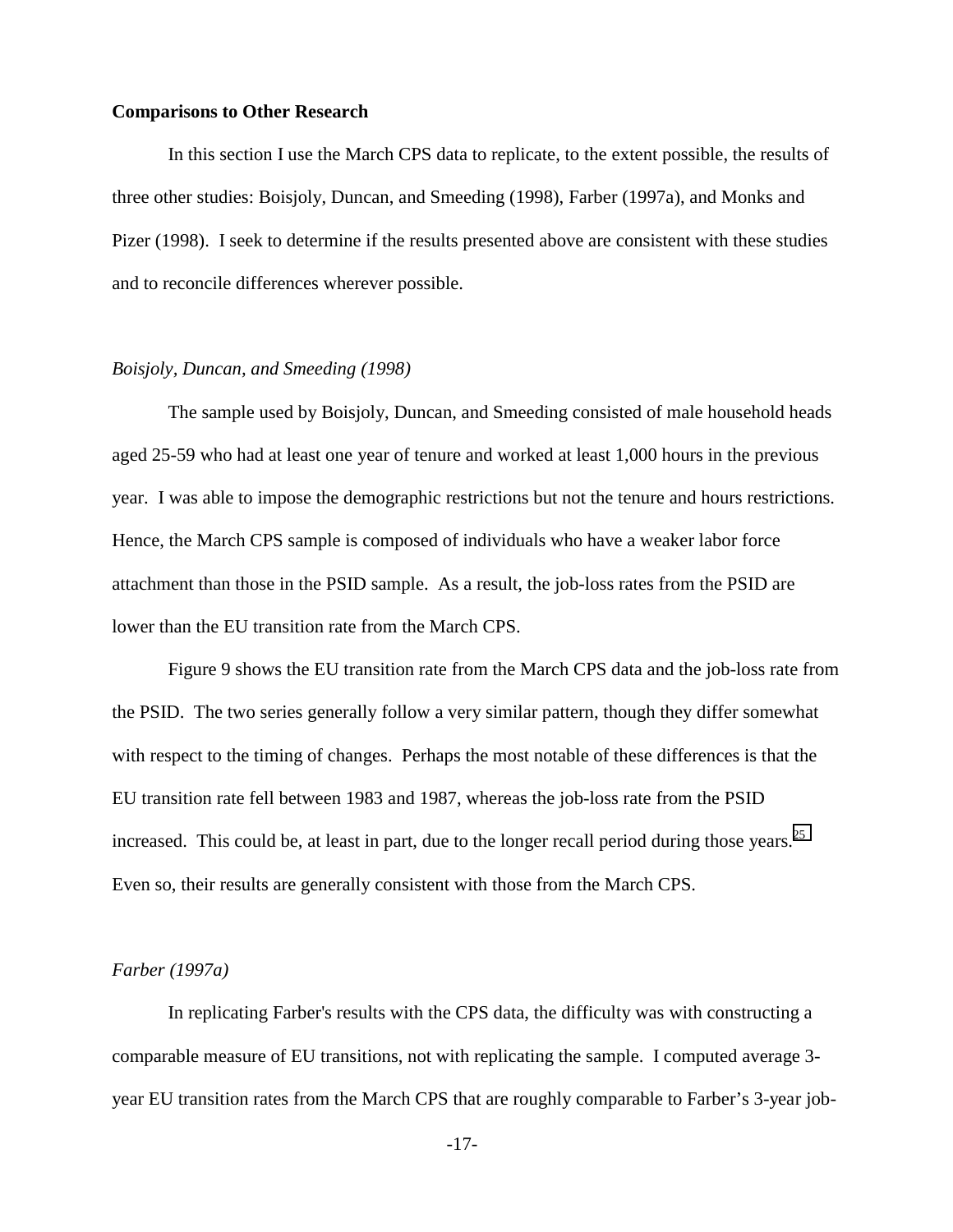**Comparisons to Other Research**

In this section I use the March CPS data to replicate, to the extent possible, the results of three other studies: Boisjoly, Duncan, and Smeeding (1998), Farber (1997a), and Monks and Pizer (1998). I seek to determine if the results presented above are consistent with these studies and to reconcile differences wherever possible.

*Boisjoly, Duncan, and Smeeding (1998)*

The sample used by Boisjoly, Duncan, and Smeeding consisted of male household heads aged 25-59 who had at least one year of tenure and worked at least 1,000 hours in the previous year. I was able to impose the demographic restrictions but not the tenure and hours restrictions. Hence, the March CPS sample is composed of individuals who have a weaker labor force attachment than those in the PSID sample. As a result, the job-loss rates from the PSID are lower than the EU transition rate from the March CPS.

Figure 9 shows the EU transition rate from the March CPS data and the job-loss rate from the PSID. The two series generally follow a very similar pattern, though they differ somewhat with respect to the timing of changes. Perhaps the most notable of these differences is that the EU transition rate fell between 1983 and 1987, whereas the job-loss rate from the PSID increased. This could be, at least in part, due to the longer recall period during those years.[25] Even so, their results are generally consistent with those from the March CPS.

*Farber (1997a)*

In replicating Farber's results with the CPS data, the difficulty was with constructing a comparable measure of EU transitions, not with replicating the sample. I computed average 3-year EU transition rates from the March CPS that are roughly comparable to Farber's 3-year job-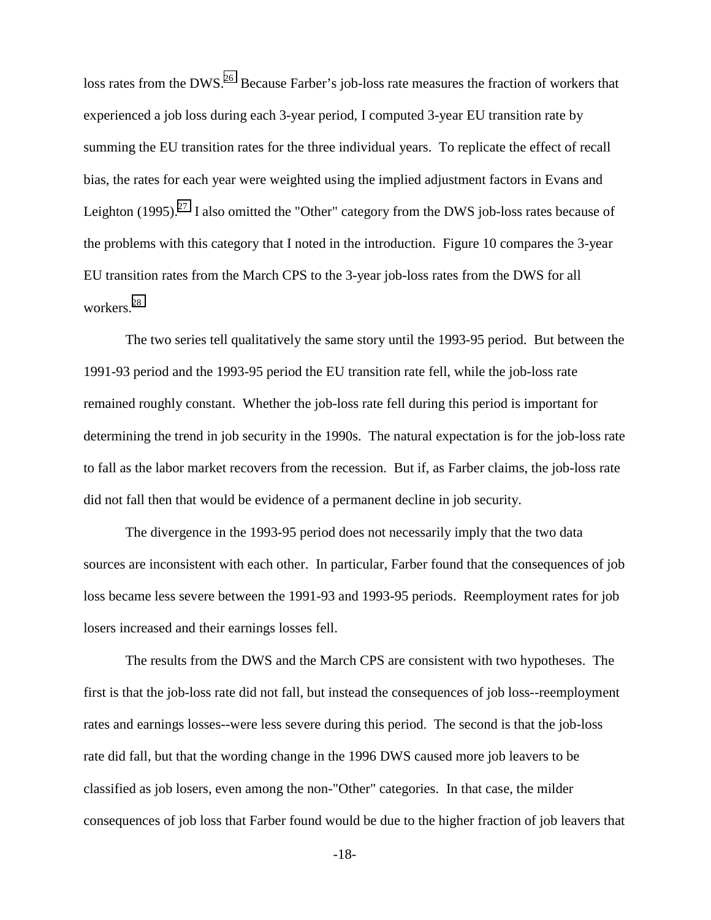loss rates from the DWS.[26] Because Farber's job-loss rate measures the fraction of workers that experienced a job loss during each 3-year period, I computed 3-year EU transition rate by summing the EU transition rates for the three individual years. To replicate the effect of recall bias, the rates for each year were weighted using the implied adjustment factors in Evans and Leighton (1995).[27] I also omitted the "Other" category from the DWS job-loss rates because of the problems with this category that I noted in the introduction. Figure 10 compares the 3-year EU transition rates from the March CPS to the 3-year job-loss rates from the DWS for all workers.[28]

The two series tell qualitatively the same story until the 1993-95 period. But between the 1991-93 period and the 1993-95 period the EU transition rate fell, while the job-loss rate remained roughly constant. Whether the job-loss rate fell during this period is important for determining the trend in job security in the 1990s. The natural expectation is for the job-loss rate to fall as the labor market recovers from the recession. But if, as Farber claims, the job-loss rate did not fall then that would be evidence of a permanent decline in job security.

The divergence in the 1993-95 period does not necessarily imply that the two data sources are inconsistent with each other. In particular, Farber found that the consequences of job loss became less severe between the 1991-93 and 1993-95 periods. Reemployment rates for job losers increased and their earnings losses fell.

The results from the DWS and the March CPS are consistent with two hypotheses. The first is that the job-loss rate did not fall, but instead the consequences of job loss--reemployment rates and earnings losses--were less severe during this period. The second is that the job-loss rate did fall, but that the wording change in the 1996 DWS caused more job leavers to be classified as job losers, even among the non-"Other" categories. In that case, the milder consequences of job loss that Farber found would be due to the higher fraction of job leavers that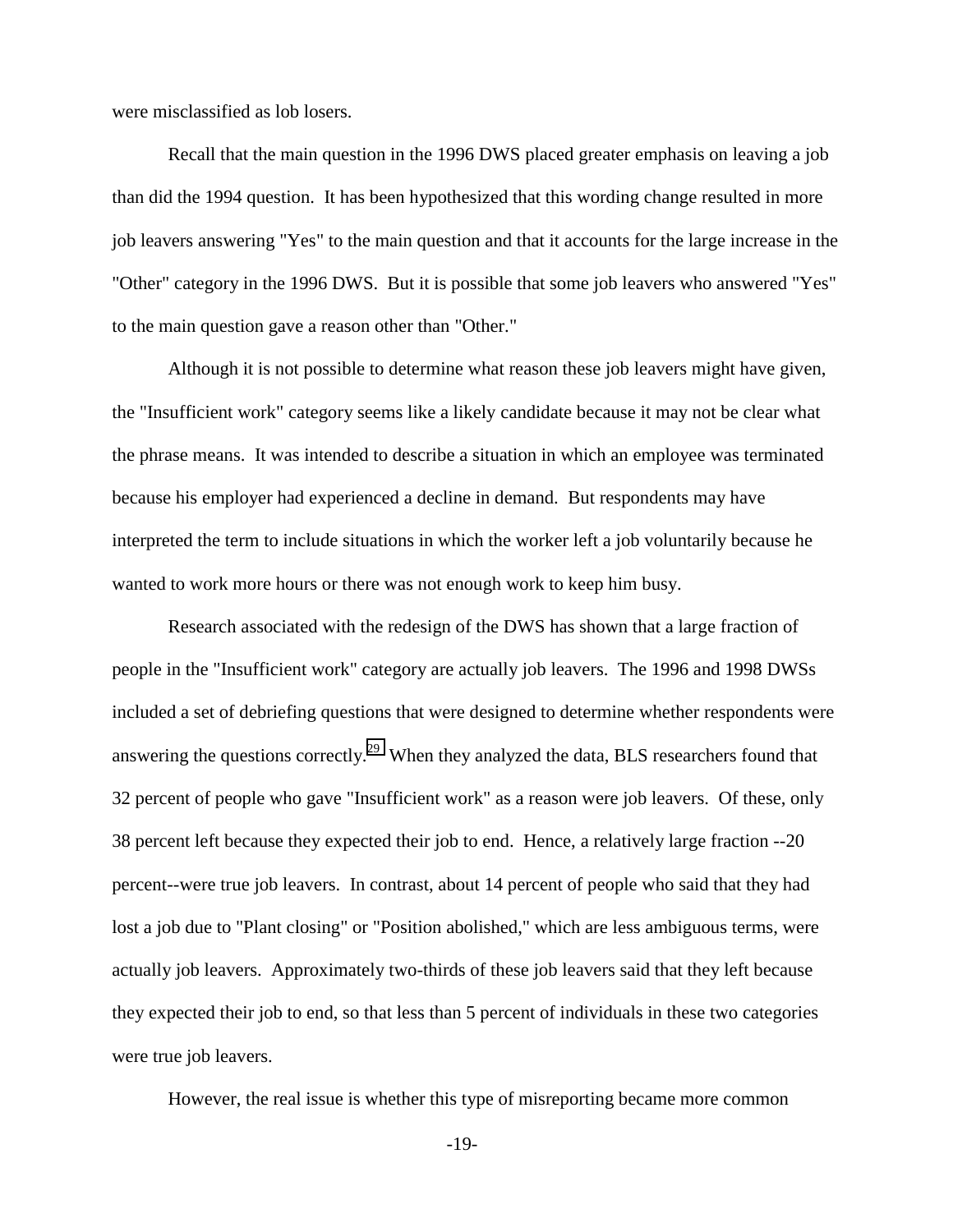were misclassified as lob losers.

Recall that the main question in the 1996 DWS placed greater emphasis on leaving a job than did the 1994 question. It has been hypothesized that this wording change resulted in more job leavers answering "Yes" to the main question and that it accounts for the large increase in the "Other" category in the 1996 DWS. But it is possible that some job leavers who answered "Yes" to the main question gave a reason other than "Other."

Although it is not possible to determine what reason these job leavers might have given, the "Insufficient work" category seems like a likely candidate because it may not be clear what the phrase means. It was intended to describe a situation in which an employee was terminated because his employer had experienced a decline in demand. But respondents may have interpreted the term to include situations in which the worker left a job voluntarily because he wanted to work more hours or there was not enough work to keep him busy.

Research associated with the redesign of the DWS has shown that a large fraction of people in the "Insufficient work" category are actually job leavers. The 1996 and 1998 DWSs included a set of debriefing questions that were designed to determine whether respondents were answering the questions correctly.[29] When they analyzed the data, BLS researchers found that 32 percent of people who gave "Insufficient work" as a reason were job leavers. Of these, only 38 percent left because they expected their job to end. Hence, a relatively large fraction --20 percent--were true job leavers. In contrast, about 14 percent of people who said that they had lost a job due to "Plant closing" or "Position abolished," which are less ambiguous terms, were actually job leavers. Approximately two-thirds of these job leavers said that they left because they expected their job to end, so that less than 5 percent of individuals in these two categories were true job leavers.

However, the real issue is whether this type of misreporting became more common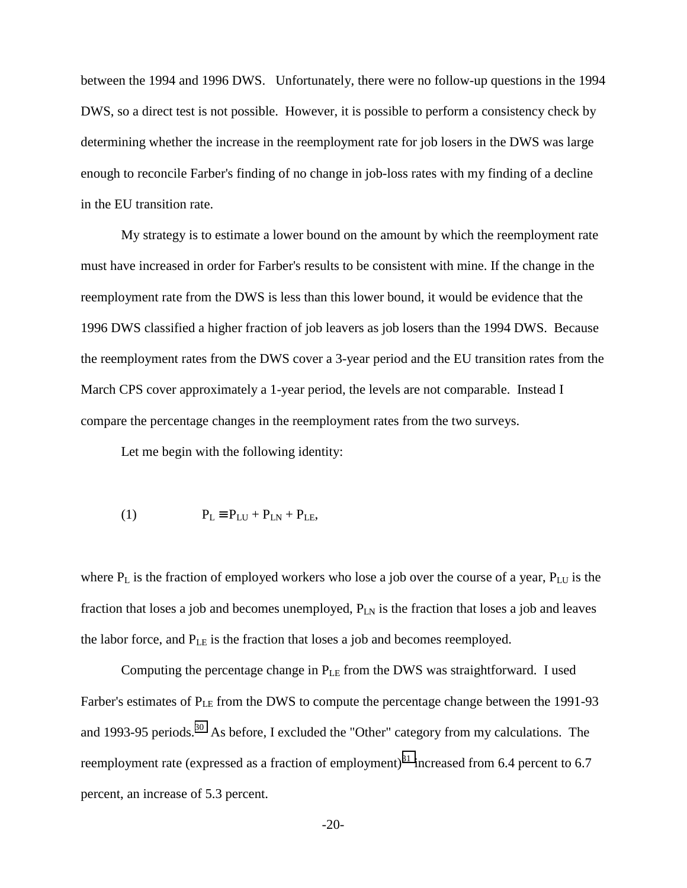between the 1994 and 1996 DWS. Unfortunately, there were no follow-up questions in the 1994 DWS, so a direct test is not possible. However, it is possible to perform a consistency check by determining whether the increase in the reemployment rate for job losers in the DWS was large enough to reconcile Farber's finding of no change in job-loss rates with my finding of a decline in the EU transition rate.

My strategy is to estimate a lower bound on the amount by which the reemployment rate must have increased in order for Farber's results to be consistent with mine. If the change in the reemployment rate from the DWS is less than this lower bound, it would be evidence that the 1996 DWS classified a higher fraction of job leavers as job losers than the 1994 DWS. Because the reemployment rates from the DWS cover a 3-year period and the EU transition rates from the March CPS cover approximately a 1-year period, the levels are not comparable. Instead I compare the percentage changes in the reemployment rates from the two surveys.

Let me begin with the following identity:

$$(1) \qquad P_L \equiv P_{LU} + P_{LN} + P_{LE},$$

where $P_L$ is the fraction of employed workers who lose a job over the course of a year, $P_{LU}$ is the fraction that loses a job and becomes unemployed, $P_{LN}$ is the fraction that loses a job and leaves the labor force, and $P_{LE}$ is the fraction that loses a job and becomes reemployed.

Computing the percentage change in $P_{LE}$ from the DWS was straightforward. I used Farber's estimates of $P_{LE}$ from the DWS to compute the percentage change between the 1991-93 and 1993-95 periods.[30] As before, I excluded the "Other" category from my calculations. The reemployment rate (expressed as a fraction of employment)[31] increased from 6.4 percent to 6.7 percent, an increase of 5.3 percent.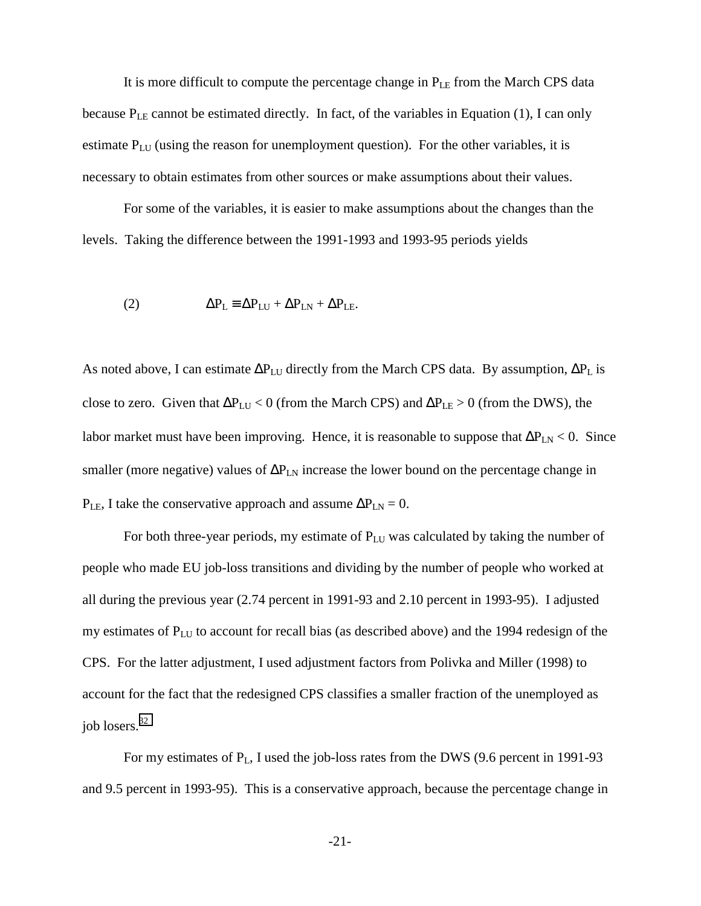It is more difficult to compute the percentage change in $P_{LE}$ from the March CPS data because $P_{LE}$ cannot be estimated directly. In fact, of the variables in Equation (1), I can only estimate $P_{LU}$ (using the reason for unemployment question). For the other variables, it is necessary to obtain estimates from other sources or make assumptions about their values.

For some of the variables, it is easier to make assumptions about the changes than the levels. Taking the difference between the 1991-1993 and 1993-95 periods yields

$$(2) \qquad \Delta P_L \equiv \Delta P_{LU} + \Delta P_{LN} + \Delta P_{LE}.$$

As noted above, I can estimate $\Delta P_{LU}$ directly from the March CPS data. By assumption, $\Delta P_L$ is close to zero. Given that $\Delta P_{LU} < 0$ (from the March CPS) and $\Delta P_{LE} > 0$ (from the DWS), the labor market must have been improving. Hence, it is reasonable to suppose that $\Delta P_{LN} < 0$. Since smaller (more negative) values of $\Delta P_{LN}$ increase the lower bound on the percentage change in $P_{LE}$, I take the conservative approach and assume $\Delta P_{LN} = 0$.

For both three-year periods, my estimate of $P_{LU}$ was calculated by taking the number of people who made EU job-loss transitions and dividing by the number of people who worked at all during the previous year (2.74 percent in 1991-93 and 2.10 percent in 1993-95). I adjusted my estimates of $P_{LU}$ to account for recall bias (as described above) and the 1994 redesign of the CPS. For the latter adjustment, I used adjustment factors from Polivka and Miller (1998) to account for the fact that the redesigned CPS classifies a smaller fraction of the unemployed as job losers.[32]

For my estimates of $P_L$, I used the job-loss rates from the DWS (9.6 percent in 1991-93 and 9.5 percent in 1993-95). This is a conservative approach, because the percentage change in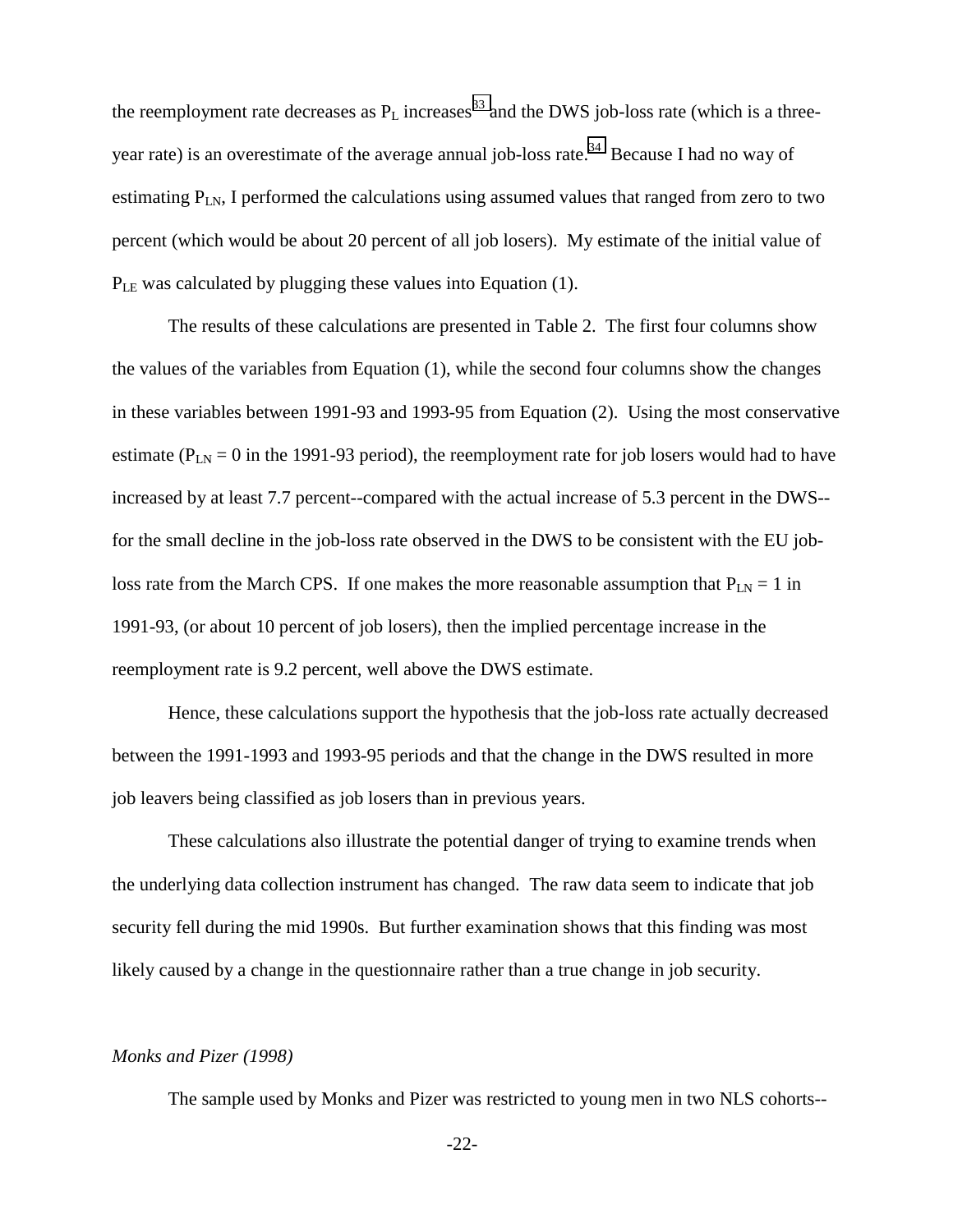the reemployment rate decreases as $P_L$ increases[33] and the DWS job-loss rate (which is a three-year rate) is an overestimate of the average annual job-loss rate.[34] Because I had no way of estimating $P_{LN}$, I performed the calculations using assumed values that ranged from zero to two percent (which would be about 20 percent of all job losers). My estimate of the initial value of $P_{LE}$ was calculated by plugging these values into Equation (1).

The results of these calculations are presented in Table 2. The first four columns show the values of the variables from Equation (1), while the second four columns show the changes in these variables between 1991-93 and 1993-95 from Equation (2). Using the most conservative estimate ($P_{LN} = 0$ in the 1991-93 period), the reemployment rate for job losers would had to have increased by at least 7.7 percent--compared with the actual increase of 5.3 percent in the DWS--for the small decline in the job-loss rate observed in the DWS to be consistent with the EU job-loss rate from the March CPS. If one makes the more reasonable assumption that $P_{LN} = 1$ in 1991-93, (or about 10 percent of job losers), then the implied percentage increase in the reemployment rate is 9.2 percent, well above the DWS estimate.

Hence, these calculations support the hypothesis that the job-loss rate actually decreased between the 1991-1993 and 1993-95 periods and that the change in the DWS resulted in more job leavers being classified as job losers than in previous years.

These calculations also illustrate the potential danger of trying to examine trends when the underlying data collection instrument has changed. The raw data seem to indicate that job security fell during the mid 1990s. But further examination shows that this finding was most likely caused by a change in the questionnaire rather than a true change in job security.

*Monks and Pizer (1998)*

The sample used by Monks and Pizer was restricted to young men in two NLS cohorts--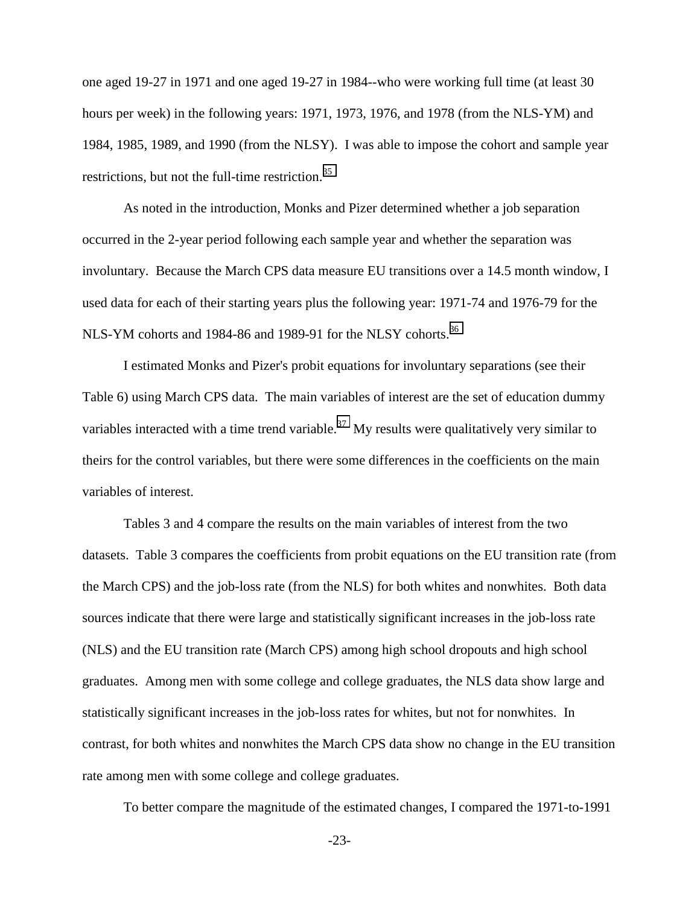one aged 19-27 in 1971 and one aged 19-27 in 1984--who were working full time (at least 30 hours per week) in the following years: 1971, 1973, 1976, and 1978 (from the NLS-YM) and 1984, 1985, 1989, and 1990 (from the NLSY). I was able to impose the cohort and sample year restrictions, but not the full-time restriction.[35]

As noted in the introduction, Monks and Pizer determined whether a job separation occurred in the 2-year period following each sample year and whether the separation was involuntary. Because the March CPS data measure EU transitions over a 14.5 month window, I used data for each of their starting years plus the following year: 1971-74 and 1976-79 for the NLS-YM cohorts and 1984-86 and 1989-91 for the NLSY cohorts.[36]

I estimated Monks and Pizer's probit equations for involuntary separations (see their Table 6) using March CPS data. The main variables of interest are the set of education dummy variables interacted with a time trend variable.[37] My results were qualitatively very similar to theirs for the control variables, but there were some differences in the coefficients on the main variables of interest.

Tables 3 and 4 compare the results on the main variables of interest from the two datasets. Table 3 compares the coefficients from probit equations on the EU transition rate (from the March CPS) and the job-loss rate (from the NLS) for both whites and nonwhites. Both data sources indicate that there were large and statistically significant increases in the job-loss rate (NLS) and the EU transition rate (March CPS) among high school dropouts and high school graduates. Among men with some college and college graduates, the NLS data show large and statistically significant increases in the job-loss rates for whites, but not for nonwhites. In contrast, for both whites and nonwhites the March CPS data show no change in the EU transition rate among men with some college and college graduates.

To better compare the magnitude of the estimated changes, I compared the 1971-to-1991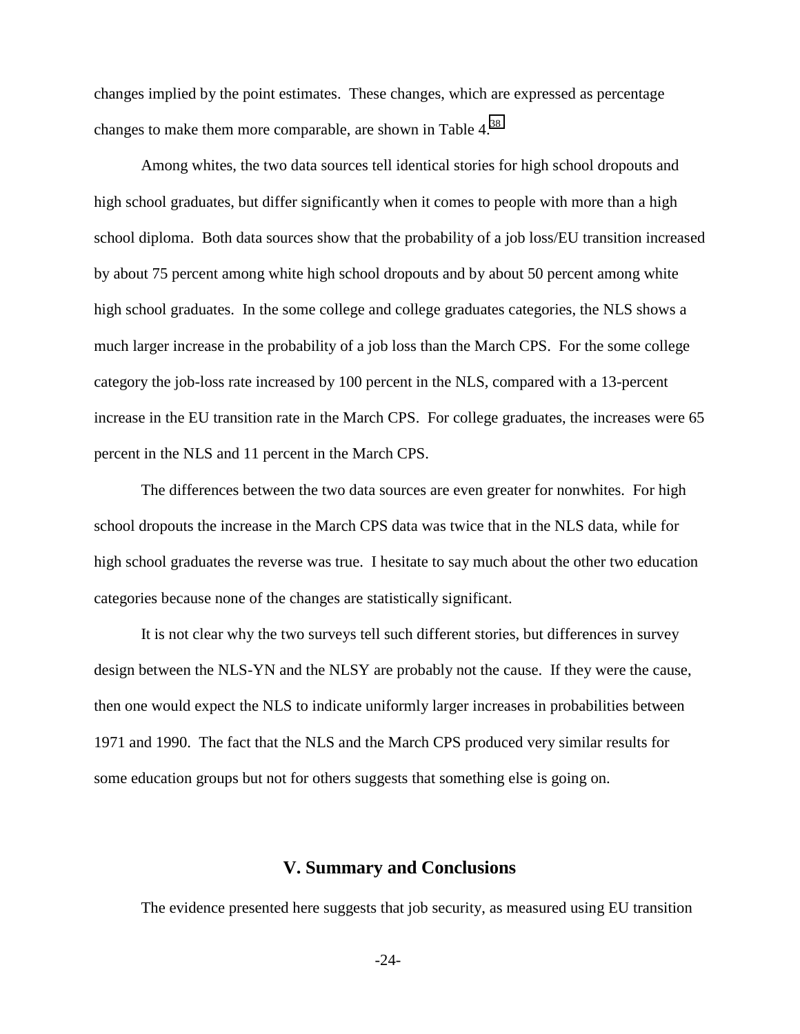changes implied by the point estimates. These changes, which are expressed as percentage changes to make them more comparable, are shown in Table 4.[38]

Among whites, the two data sources tell identical stories for high school dropouts and high school graduates, but differ significantly when it comes to people with more than a high school diploma. Both data sources show that the probability of a job loss/EU transition increased by about 75 percent among white high school dropouts and by about 50 percent among white high school graduates. In the some college and college graduates categories, the NLS shows a much larger increase in the probability of a job loss than the March CPS. For the some college category the job-loss rate increased by 100 percent in the NLS, compared with a 13-percent increase in the EU transition rate in the March CPS. For college graduates, the increases were 65 percent in the NLS and 11 percent in the March CPS.

The differences between the two data sources are even greater for nonwhites. For high school dropouts the increase in the March CPS data was twice that in the NLS data, while for high school graduates the reverse was true. I hesitate to say much about the other two education categories because none of the changes are statistically significant.

It is not clear why the two surveys tell such different stories, but differences in survey design between the NLS-YN and the NLSY are probably not the cause. If they were the cause, then one would expect the NLS to indicate uniformly larger increases in probabilities between 1971 and 1990. The fact that the NLS and the March CPS produced very similar results for some education groups but not for others suggests that something else is going on.

## V. Summary and Conclusions

The evidence presented here suggests that job security, as measured using EU transition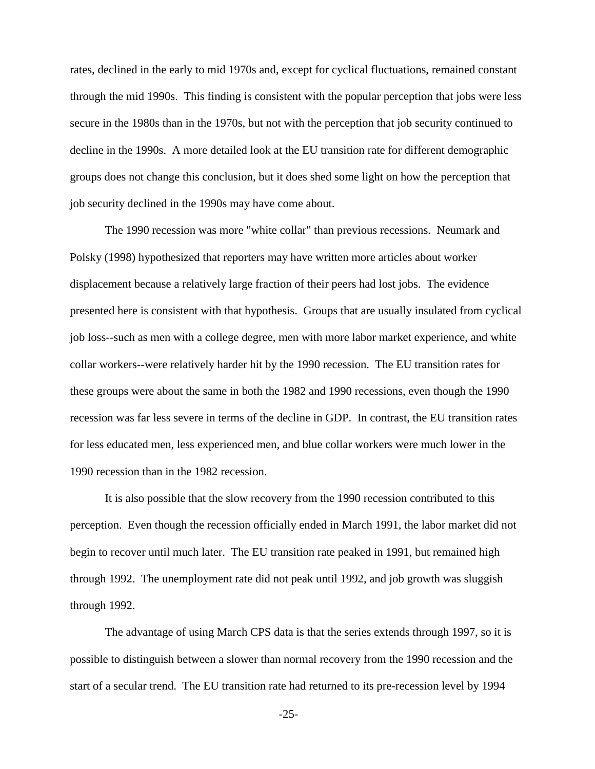rates, declined in the early to mid 1970s and, except for cyclical fluctuations, remained constant through the mid 1990s. This finding is consistent with the popular perception that jobs were less secure in the 1980s than in the 1970s, but not with the perception that job security continued to decline in the 1990s. A more detailed look at the EU transition rate for different demographic groups does not change this conclusion, but it does shed some light on how the perception that job security declined in the 1990s may have come about.

The 1990 recession was more "white collar" than previous recessions. Neumark and Polsky (1998) hypothesized that reporters may have written more articles about worker displacement because a relatively large fraction of their peers had lost jobs. The evidence presented here is consistent with that hypothesis. Groups that are usually insulated from cyclical job loss--such as men with a college degree, men with more labor market experience, and white collar workers--were relatively harder hit by the 1990 recession. The EU transition rates for these groups were about the same in both the 1982 and 1990 recessions, even though the 1990 recession was far less severe in terms of the decline in GDP. In contrast, the EU transition rates for less educated men, less experienced men, and blue collar workers were much lower in the 1990 recession than in the 1982 recession.

It is also possible that the slow recovery from the 1990 recession contributed to this perception. Even though the recession officially ended in March 1991, the labor market did not begin to recover until much later. The EU transition rate peaked in 1991, but remained high through 1992. The unemployment rate did not peak until 1992, and job growth was sluggish through 1992.

The advantage of using March CPS data is that the series extends through 1997, so it is possible to distinguish between a slower than normal recovery from the 1990 recession and the start of a secular trend. The EU transition rate had returned to its pre-recession level by 1994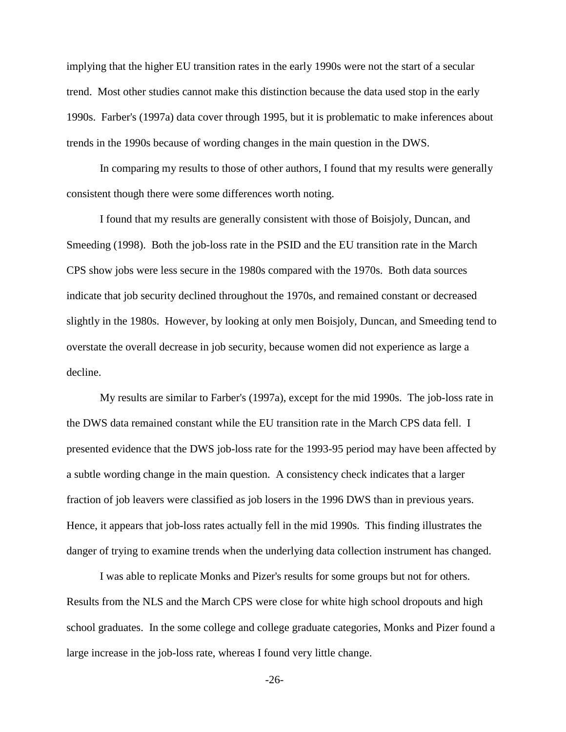implying that the higher EU transition rates in the early 1990s were not the start of a secular trend. Most other studies cannot make this distinction because the data used stop in the early 1990s. Farber's (1997a) data cover through 1995, but it is problematic to make inferences about trends in the 1990s because of wording changes in the main question in the DWS.

In comparing my results to those of other authors, I found that my results were generally consistent though there were some differences worth noting.

I found that my results are generally consistent with those of Boisjoly, Duncan, and Smeeding (1998). Both the job-loss rate in the PSID and the EU transition rate in the March CPS show jobs were less secure in the 1980s compared with the 1970s. Both data sources indicate that job security declined throughout the 1970s, and remained constant or decreased slightly in the 1980s. However, by looking at only men Boisjoly, Duncan, and Smeeding tend to overstate the overall decrease in job security, because women did not experience as large a decline.

My results are similar to Farber's (1997a), except for the mid 1990s. The job-loss rate in the DWS data remained constant while the EU transition rate in the March CPS data fell. I presented evidence that the DWS job-loss rate for the 1993-95 period may have been affected by a subtle wording change in the main question. A consistency check indicates that a larger fraction of job leavers were classified as job losers in the 1996 DWS than in previous years. Hence, it appears that job-loss rates actually fell in the mid 1990s. This finding illustrates the danger of trying to examine trends when the underlying data collection instrument has changed.

I was able to replicate Monks and Pizer's results for some groups but not for others. Results from the NLS and the March CPS were close for white high school dropouts and high school graduates. In the some college and college graduate categories, Monks and Pizer found a large increase in the job-loss rate, whereas I found very little change.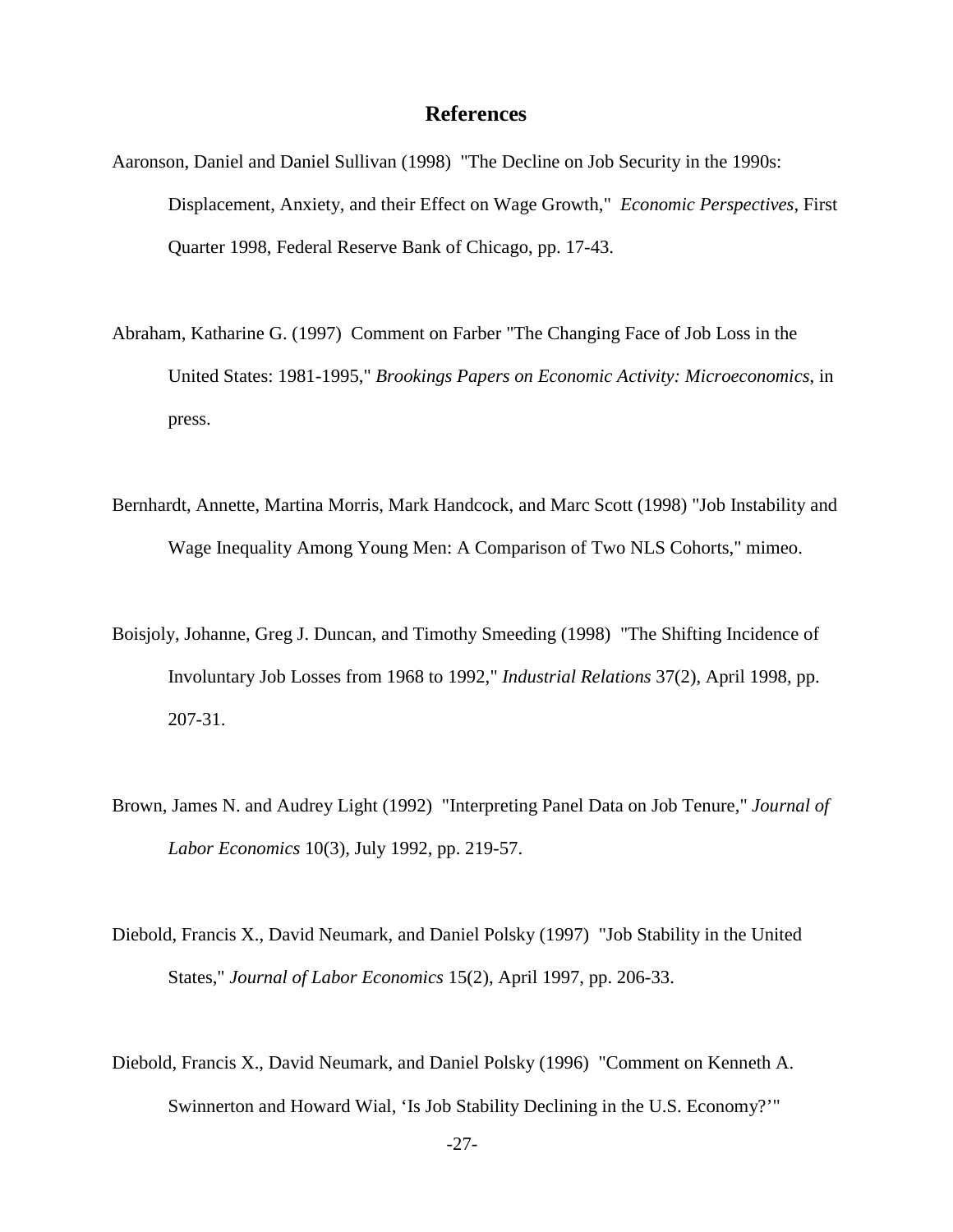## References

Aaronson, Daniel and Daniel Sullivan (1998) "The Decline on Job Security in the 1990s: Displacement, Anxiety, and their Effect on Wage Growth," *Economic Perspectives*, First Quarter 1998, Federal Reserve Bank of Chicago, pp. 17-43.

Abraham, Katharine G. (1997) Comment on Farber "The Changing Face of Job Loss in the United States: 1981-1995," *Brookings Papers on Economic Activity: Microeconomics*, in press.

Bernhardt, Annette, Martina Morris, Mark Handcock, and Marc Scott (1998) "Job Instability and Wage Inequality Among Young Men: A Comparison of Two NLS Cohorts," mimeo.

Boisjoly, Johanne, Greg J. Duncan, and Timothy Smeeding (1998) "The Shifting Incidence of Involuntary Job Losses from 1968 to 1992," *Industrial Relations* 37(2), April 1998, pp. 207-31.

Brown, James N. and Audrey Light (1992) "Interpreting Panel Data on Job Tenure," *Journal of Labor Economics* 10(3), July 1992, pp. 219-57.

Diebold, Francis X., David Neumark, and Daniel Polsky (1997) "Job Stability in the United States," *Journal of Labor Economics* 15(2), April 1997, pp. 206-33.

Diebold, Francis X., David Neumark, and Daniel Polsky (1996) "Comment on Kenneth A. Swinnerton and Howard Wial, 'Is Job Stability Declining in the U.S. Economy?'"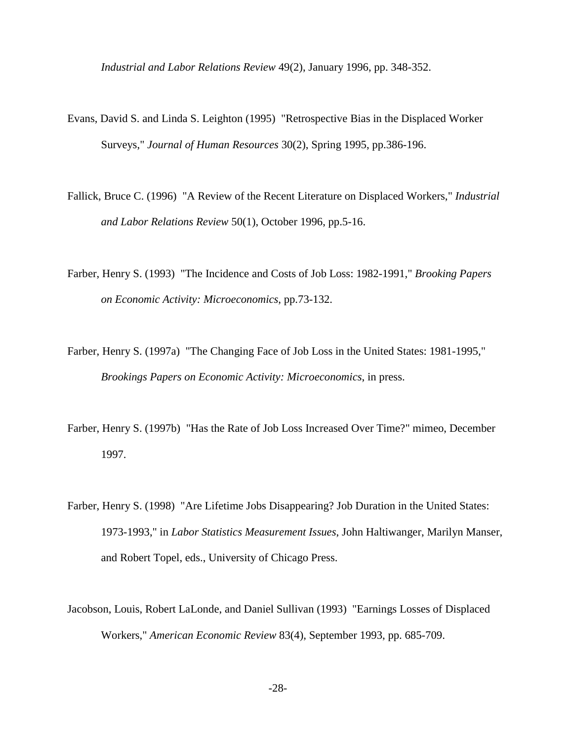*Industrial and Labor Relations Review* 49(2), January 1996, pp. 348-352.

Evans, David S. and Linda S. Leighton (1995) "Retrospective Bias in the Displaced Worker Surveys," *Journal of Human Resources* 30(2), Spring 1995, pp.386-196.

Fallick, Bruce C. (1996) "A Review of the Recent Literature on Displaced Workers," *Industrial and Labor Relations Review* 50(1), October 1996, pp.5-16.

Farber, Henry S. (1993) "The Incidence and Costs of Job Loss: 1982-1991," *Brooking Papers on Economic Activity: Microeconomics*, pp.73-132.

Farber, Henry S. (1997a) "The Changing Face of Job Loss in the United States: 1981-1995," *Brookings Papers on Economic Activity: Microeconomics*, in press.

Farber, Henry S. (1997b) "Has the Rate of Job Loss Increased Over Time?" mimeo, December 1997.

Farber, Henry S. (1998) "Are Lifetime Jobs Disappearing? Job Duration in the United States: 1973-1993," in *Labor Statistics Measurement Issues*, John Haltiwanger, Marilyn Manser, and Robert Topel, eds., University of Chicago Press.

Jacobson, Louis, Robert LaLonde, and Daniel Sullivan (1993) "Earnings Losses of Displaced Workers," *American Economic Review* 83(4), September 1993, pp. 685-709.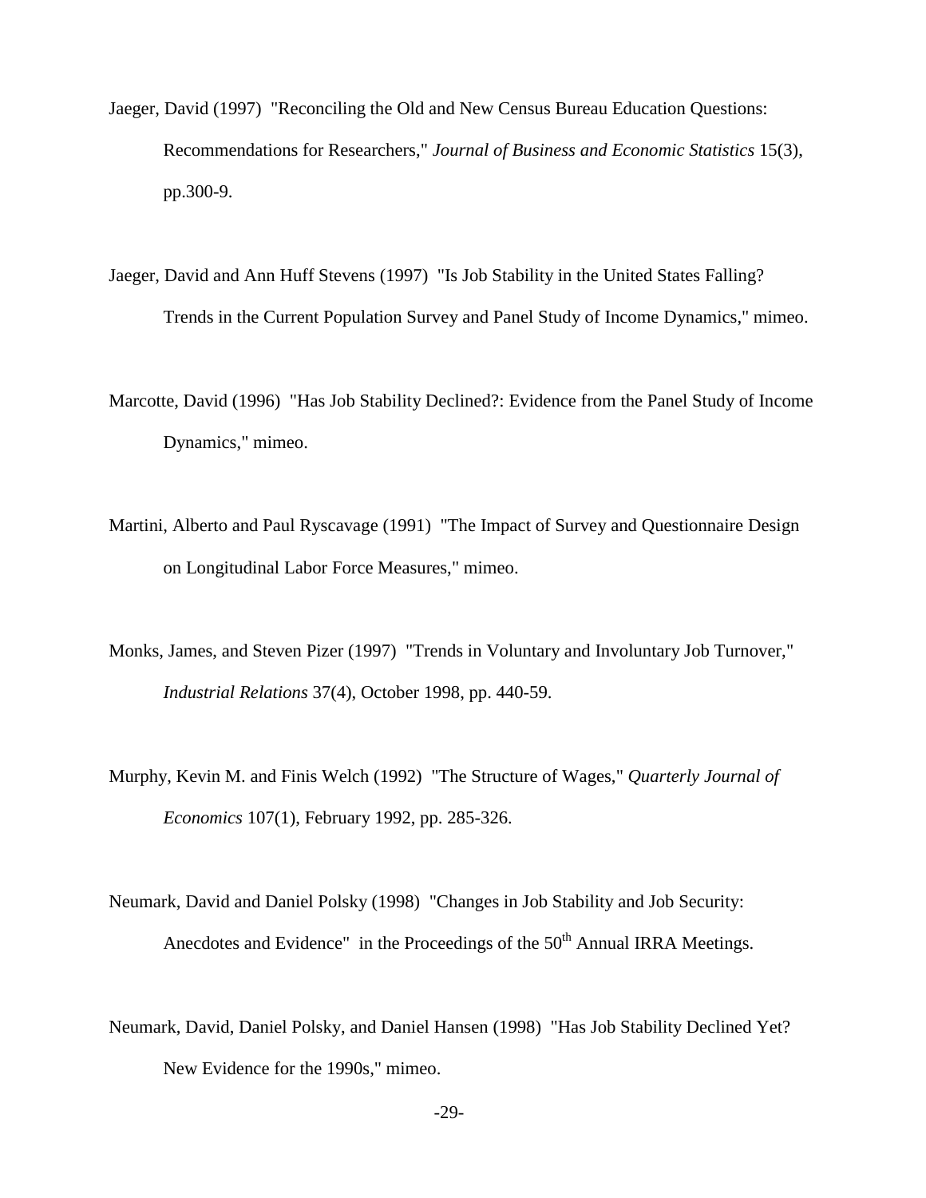Jaeger, David (1997) "Reconciling the Old and New Census Bureau Education Questions: Recommendations for Researchers," *Journal of Business and Economic Statistics* 15(3), pp.300-9.

Jaeger, David and Ann Huff Stevens (1997) "Is Job Stability in the United States Falling? Trends in the Current Population Survey and Panel Study of Income Dynamics," mimeo.

Marcotte, David (1996) "Has Job Stability Declined?: Evidence from the Panel Study of Income Dynamics," mimeo.

Martini, Alberto and Paul Ryscavage (1991) "The Impact of Survey and Questionnaire Design on Longitudinal Labor Force Measures," mimeo.

Monks, James, and Steven Pizer (1997) "Trends in Voluntary and Involuntary Job Turnover," *Industrial Relations* 37(4), October 1998, pp. 440-59.

Murphy, Kevin M. and Finis Welch (1992) "The Structure of Wages," *Quarterly Journal of Economics* 107(1), February 1992, pp. 285-326.

Neumark, David and Daniel Polsky (1998) "Changes in Job Stability and Job Security: Anecdotes and Evidence" in the Proceedings of the 50th Annual IRRA Meetings.

Neumark, David, Daniel Polsky, and Daniel Hansen (1998) "Has Job Stability Declined Yet? New Evidence for the 1990s," mimeo.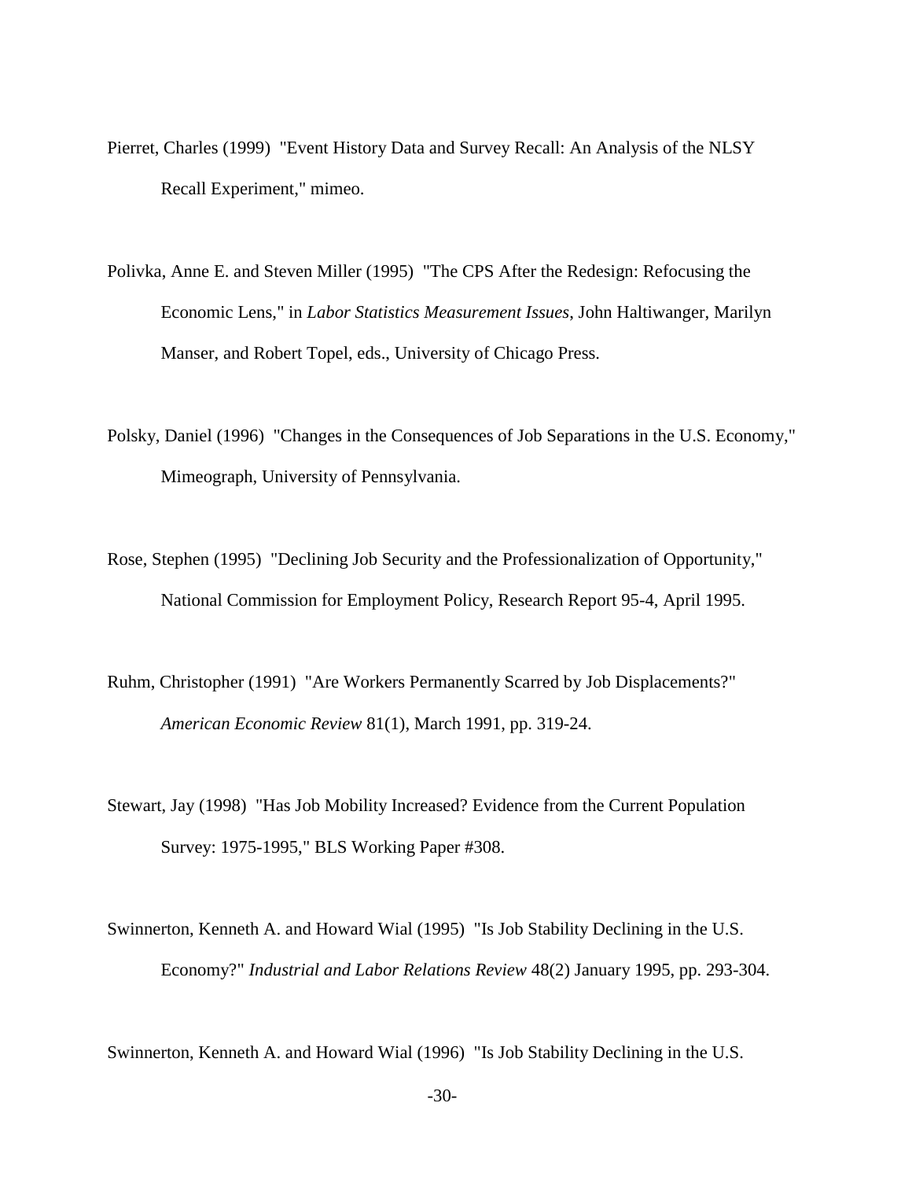Pierret, Charles (1999) "Event History Data and Survey Recall: An Analysis of the NLSY Recall Experiment," mimeo.

Polivka, Anne E. and Steven Miller (1995) "The CPS After the Redesign: Refocusing the Economic Lens," in *Labor Statistics Measurement Issues*, John Haltiwanger, Marilyn Manser, and Robert Topel, eds., University of Chicago Press.

Polsky, Daniel (1996) "Changes in the Consequences of Job Separations in the U.S. Economy," Mimeograph, University of Pennsylvania.

Rose, Stephen (1995) "Declining Job Security and the Professionalization of Opportunity," National Commission for Employment Policy, Research Report 95-4, April 1995.

Ruhm, Christopher (1991) "Are Workers Permanently Scarred by Job Displacements?" *American Economic Review* 81(1), March 1991, pp. 319-24.

Stewart, Jay (1998) "Has Job Mobility Increased? Evidence from the Current Population Survey: 1975-1995," BLS Working Paper #308.

Swinnerton, Kenneth A. and Howard Wial (1995) "Is Job Stability Declining in the U.S. Economy?" *Industrial and Labor Relations Review* 48(2) January 1995, pp. 293-304.

Swinnerton, Kenneth A. and Howard Wial (1996) "Is Job Stability Declining in the U.S.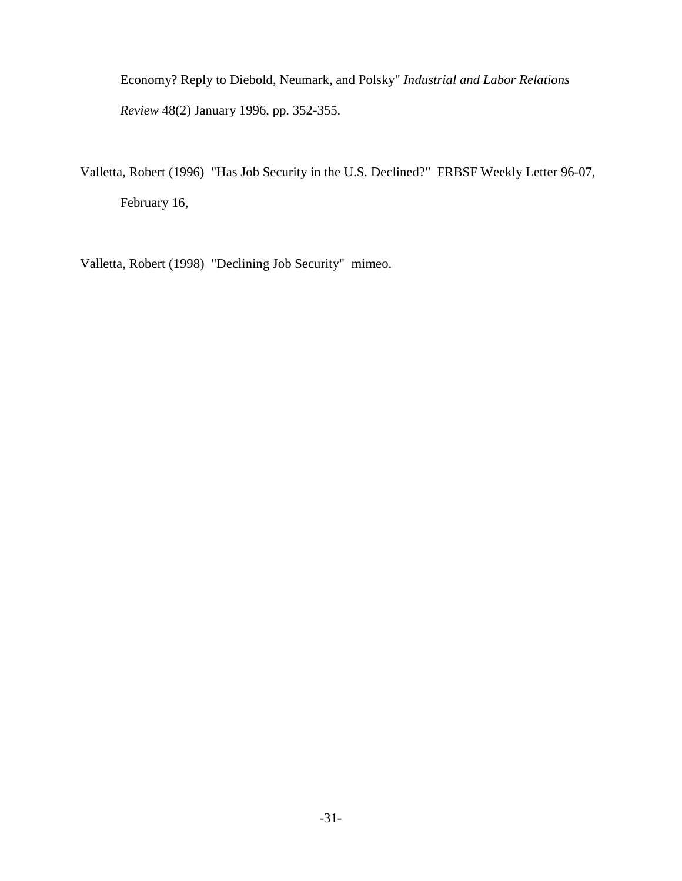Economy? Reply to Diebold, Neumark, and Polsky" *Industrial and Labor Relations Review* 48(2) January 1996, pp. 352-355.

Valletta, Robert (1996) "Has Job Security in the U.S. Declined?" FRBSF Weekly Letter 96-07, February 16,

Valletta, Robert (1998) "Declining Job Security" mimeo.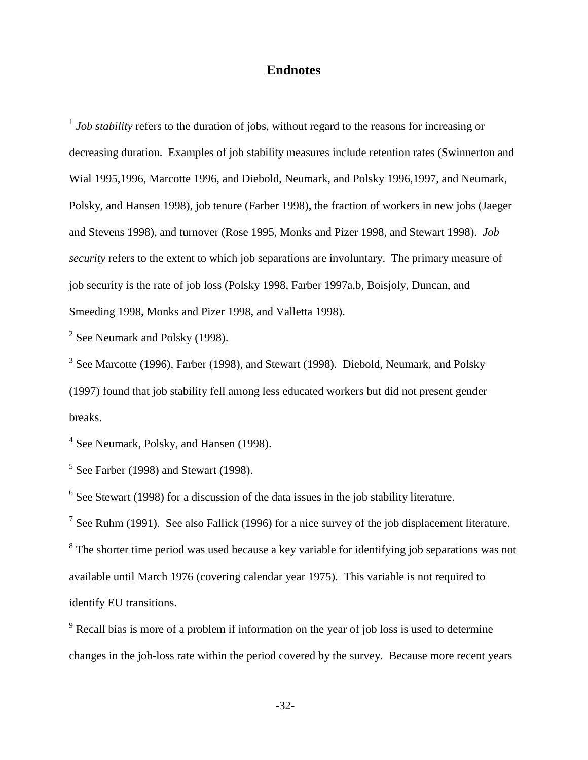# Endnotes

[1] *Job stability* refers to the duration of jobs, without regard to the reasons for increasing or decreasing duration. Examples of job stability measures include retention rates (Swinnerton and Wial 1995,1996, Marcotte 1996, and Diebold, Neumark, and Polsky 1996,1997, and Neumark, Polsky, and Hansen 1998), job tenure (Farber 1998), the fraction of workers in new jobs (Jaeger and Stevens 1998), and turnover (Rose 1995, Monks and Pizer 1998, and Stewart 1998). *Job security* refers to the extent to which job separations are involuntary. The primary measure of job security is the rate of job loss (Polsky 1998, Farber 1997a,b, Boisjoly, Duncan, and Smeeding 1998, Monks and Pizer 1998, and Valletta 1998).

[2] See Neumark and Polsky (1998).

[3] See Marcotte (1996), Farber (1998), and Stewart (1998). Diebold, Neumark, and Polsky (1997) found that job stability fell among less educated workers but did not present gender breaks.

[4] See Neumark, Polsky, and Hansen (1998).

[5] See Farber (1998) and Stewart (1998).

[6] See Stewart (1998) for a discussion of the data issues in the job stability literature.

[7] See Ruhm (1991). See also Fallick (1996) for a nice survey of the job displacement literature.

[8] The shorter time period was used because a key variable for identifying job separations was not available until March 1976 (covering calendar year 1975). This variable is not required to identify EU transitions.

[9] Recall bias is more of a problem if information on the year of job loss is used to determine changes in the job-loss rate within the period covered by the survey. Because more recent years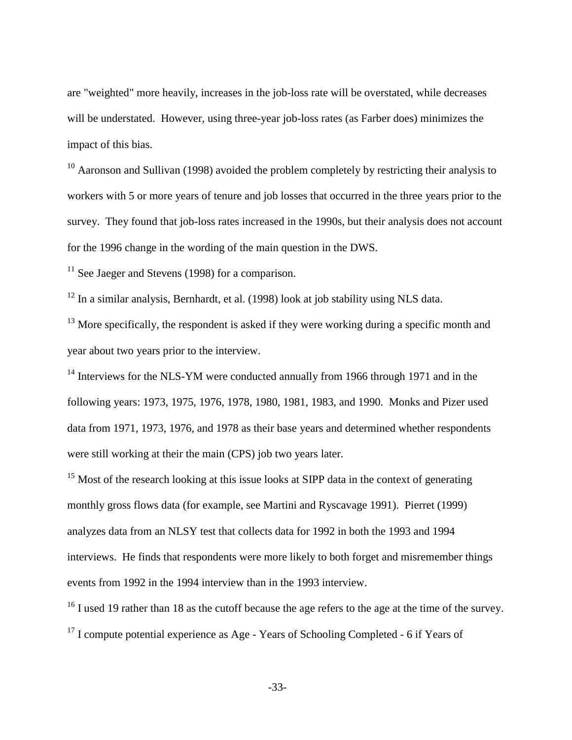are "weighted" more heavily, increases in the job-loss rate will be overstated, while decreases will be understated. However, using three-year job-loss rates (as Farber does) minimizes the impact of this bias.

[10] Aaronson and Sullivan (1998) avoided the problem completely by restricting their analysis to workers with 5 or more years of tenure and job losses that occurred in the three years prior to the survey. They found that job-loss rates increased in the 1990s, but their analysis does not account for the 1996 change in the wording of the main question in the DWS.

[11] See Jaeger and Stevens (1998) for a comparison.

[12] In a similar analysis, Bernhardt, et al. (1998) look at job stability using NLS data.

[13] More specifically, the respondent is asked if they were working during a specific month and year about two years prior to the interview.

[14] Interviews for the NLS-YM were conducted annually from 1966 through 1971 and in the following years: 1973, 1975, 1976, 1978, 1980, 1981, 1983, and 1990. Monks and Pizer used data from 1971, 1973, 1976, and 1978 as their base years and determined whether respondents were still working at their the main (CPS) job two years later.

[15] Most of the research looking at this issue looks at SIPP data in the context of generating monthly gross flows data (for example, see Martini and Ryscavage 1991). Pierret (1999) analyzes data from an NLSY test that collects data for 1992 in both the 1993 and 1994 interviews. He finds that respondents were more likely to both forget and misremember things events from 1992 in the 1994 interview than in the 1993 interview.

[16] I used 19 rather than 18 as the cutoff because the age refers to the age at the time of the survey.

[17] I compute potential experience as Age - Years of Schooling Completed - 6 if Years of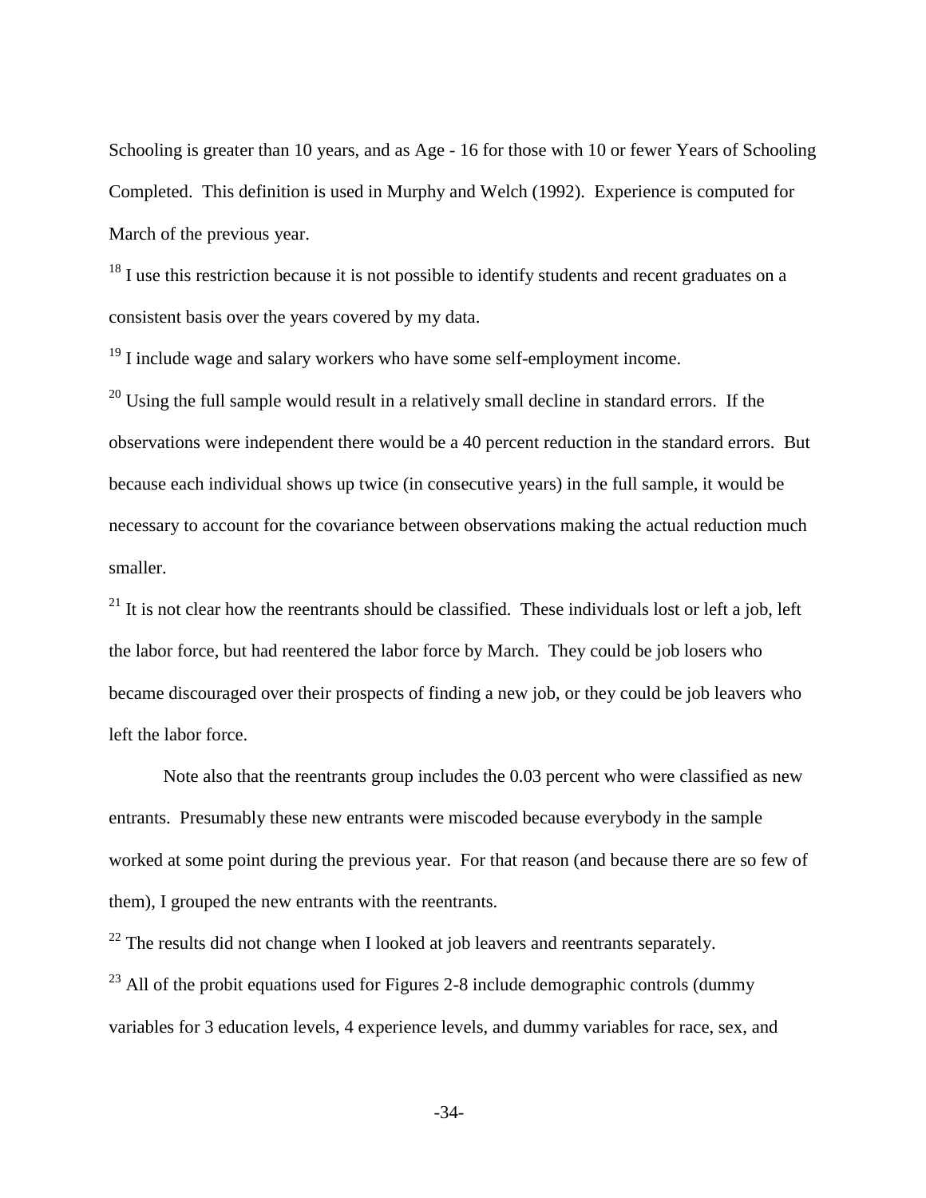Schooling is greater than 10 years, and as Age - 16 for those with 10 or fewer Years of Schooling Completed. This definition is used in Murphy and Welch (1992). Experience is computed for March of the previous year.

[18] I use this restriction because it is not possible to identify students and recent graduates on a consistent basis over the years covered by my data.

[19] I include wage and salary workers who have some self-employment income.

[20] Using the full sample would result in a relatively small decline in standard errors. If the observations were independent there would be a 40 percent reduction in the standard errors. But because each individual shows up twice (in consecutive years) in the full sample, it would be necessary to account for the covariance between observations making the actual reduction much smaller.

[21] It is not clear how the reentrants should be classified. These individuals lost or left a job, left the labor force, but had reentered the labor force by March. They could be job losers who became discouraged over their prospects of finding a new job, or they could be job leavers who left the labor force.

Note also that the reentrants group includes the 0.03 percent who were classified as new entrants. Presumably these new entrants were miscoded because everybody in the sample worked at some point during the previous year. For that reason (and because there are so few of them), I grouped the new entrants with the reentrants.

[22] The results did not change when I looked at job leavers and reentrants separately.

[23] All of the probit equations used for Figures 2-8 include demographic controls (dummy variables for 3 education levels, 4 experience levels, and dummy variables for race, sex, and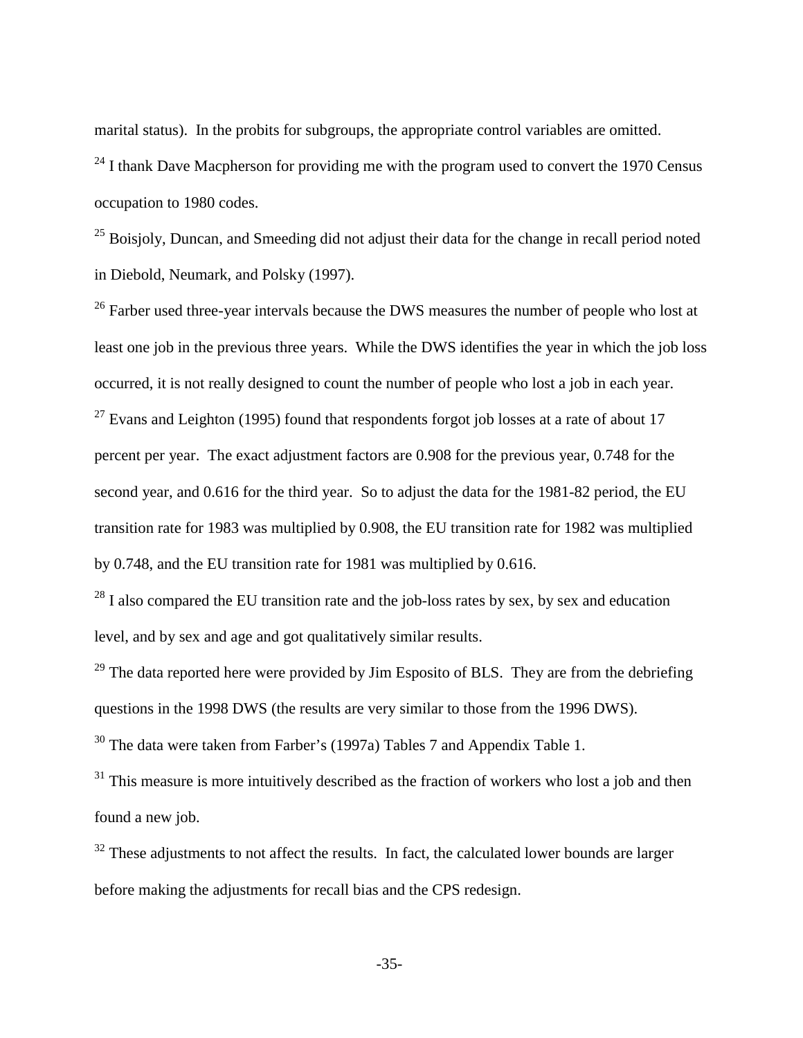marital status). In the probits for subgroups, the appropriate control variables are omitted.

[24] I thank Dave Macpherson for providing me with the program used to convert the 1970 Census occupation to 1980 codes.

[25] Boisjoly, Duncan, and Smeeding did not adjust their data for the change in recall period noted in Diebold, Neumark, and Polsky (1997).

[26] Farber used three-year intervals because the DWS measures the number of people who lost at least one job in the previous three years. While the DWS identifies the year in which the job loss occurred, it is not really designed to count the number of people who lost a job in each year.

[27] Evans and Leighton (1995) found that respondents forgot job losses at a rate of about 17 percent per year. The exact adjustment factors are 0.908 for the previous year, 0.748 for the second year, and 0.616 for the third year. So to adjust the data for the 1981-82 period, the EU transition rate for 1983 was multiplied by 0.908, the EU transition rate for 1982 was multiplied by 0.748, and the EU transition rate for 1981 was multiplied by 0.616.

[28] I also compared the EU transition rate and the job-loss rates by sex, by sex and education level, and by sex and age and got qualitatively similar results.

[29] The data reported here were provided by Jim Esposito of BLS. They are from the debriefing questions in the 1998 DWS (the results are very similar to those from the 1996 DWS).

[30] The data were taken from Farber's (1997a) Tables 7 and Appendix Table 1.

[31] This measure is more intuitively described as the fraction of workers who lost a job and then found a new job.

[32] These adjustments to not affect the results. In fact, the calculated lower bounds are larger before making the adjustments for recall bias and the CPS redesign.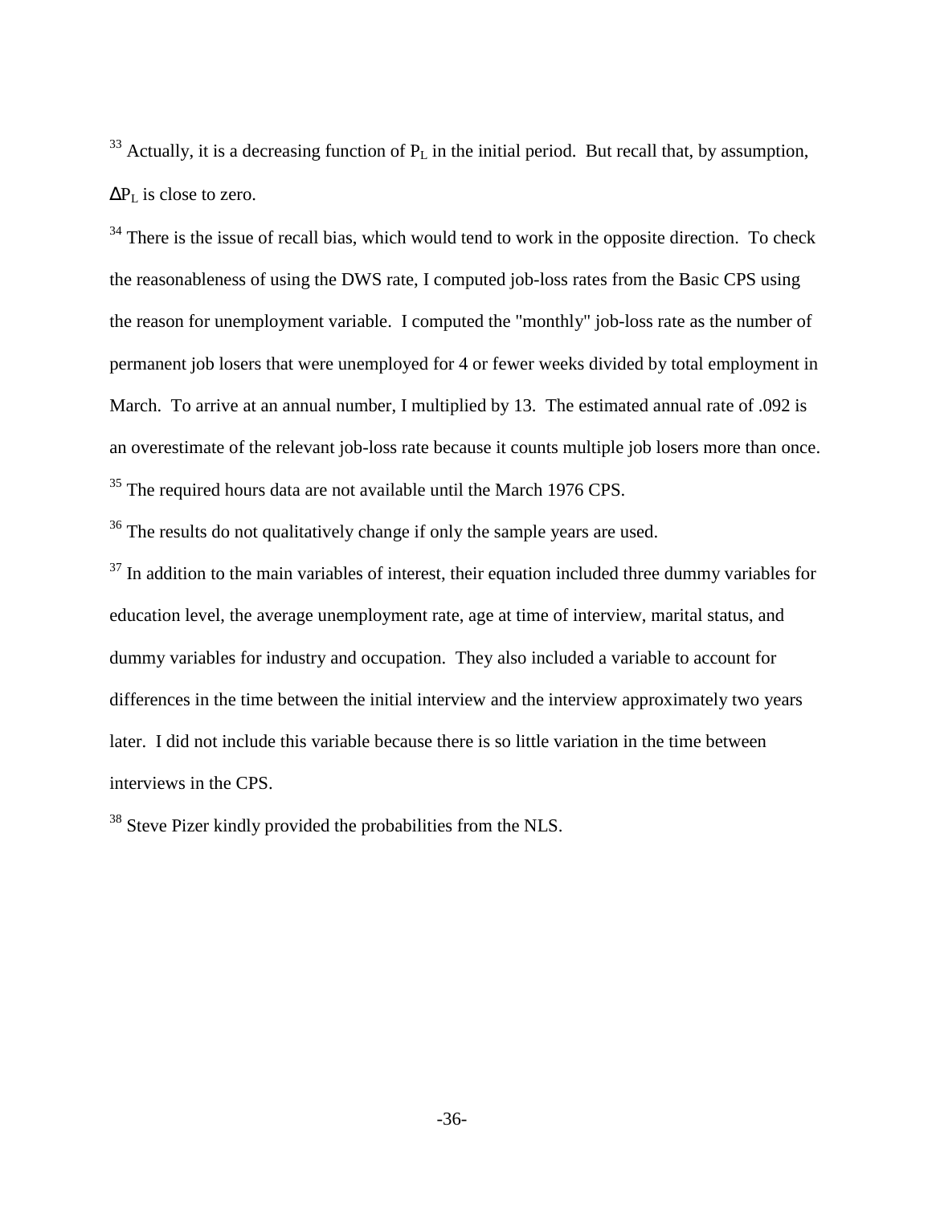[33] Actually, it is a decreasing function of $P_L$ in the initial period. But recall that, by assumption, $\Delta P_L$ is close to zero.

[34] There is the issue of recall bias, which would tend to work in the opposite direction. To check the reasonableness of using the DWS rate, I computed job-loss rates from the Basic CPS using the reason for unemployment variable. I computed the "monthly" job-loss rate as the number of permanent job losers that were unemployed for 4 or fewer weeks divided by total employment in March. To arrive at an annual number, I multiplied by 13. The estimated annual rate of .092 is an overestimate of the relevant job-loss rate because it counts multiple job losers more than once.

[35] The required hours data are not available until the March 1976 CPS.

[36] The results do not qualitatively change if only the sample years are used.

[37] In addition to the main variables of interest, their equation included three dummy variables for education level, the average unemployment rate, age at time of interview, marital status, and dummy variables for industry and occupation. They also included a variable to account for differences in the time between the initial interview and the interview approximately two years later. I did not include this variable because there is so little variation in the time between interviews in the CPS.

[38] Steve Pizer kindly provided the probabilities from the NLS.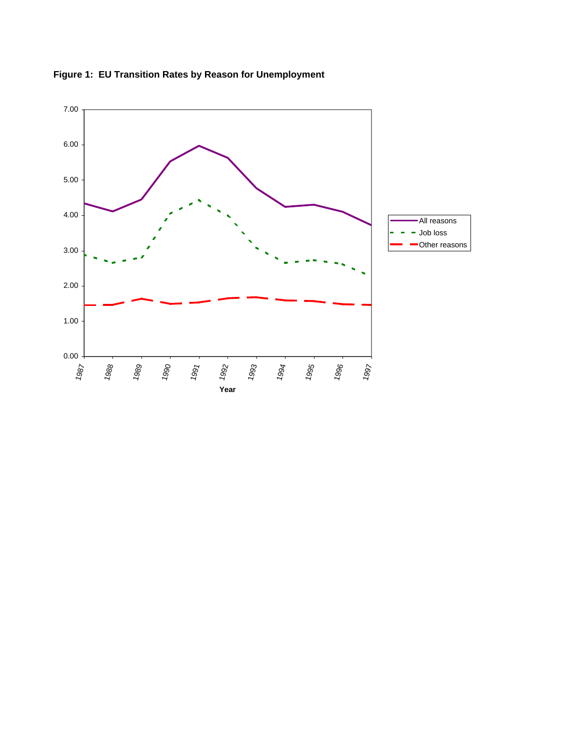**Figure 1: EU Transition Rates by Reason for Unemployment**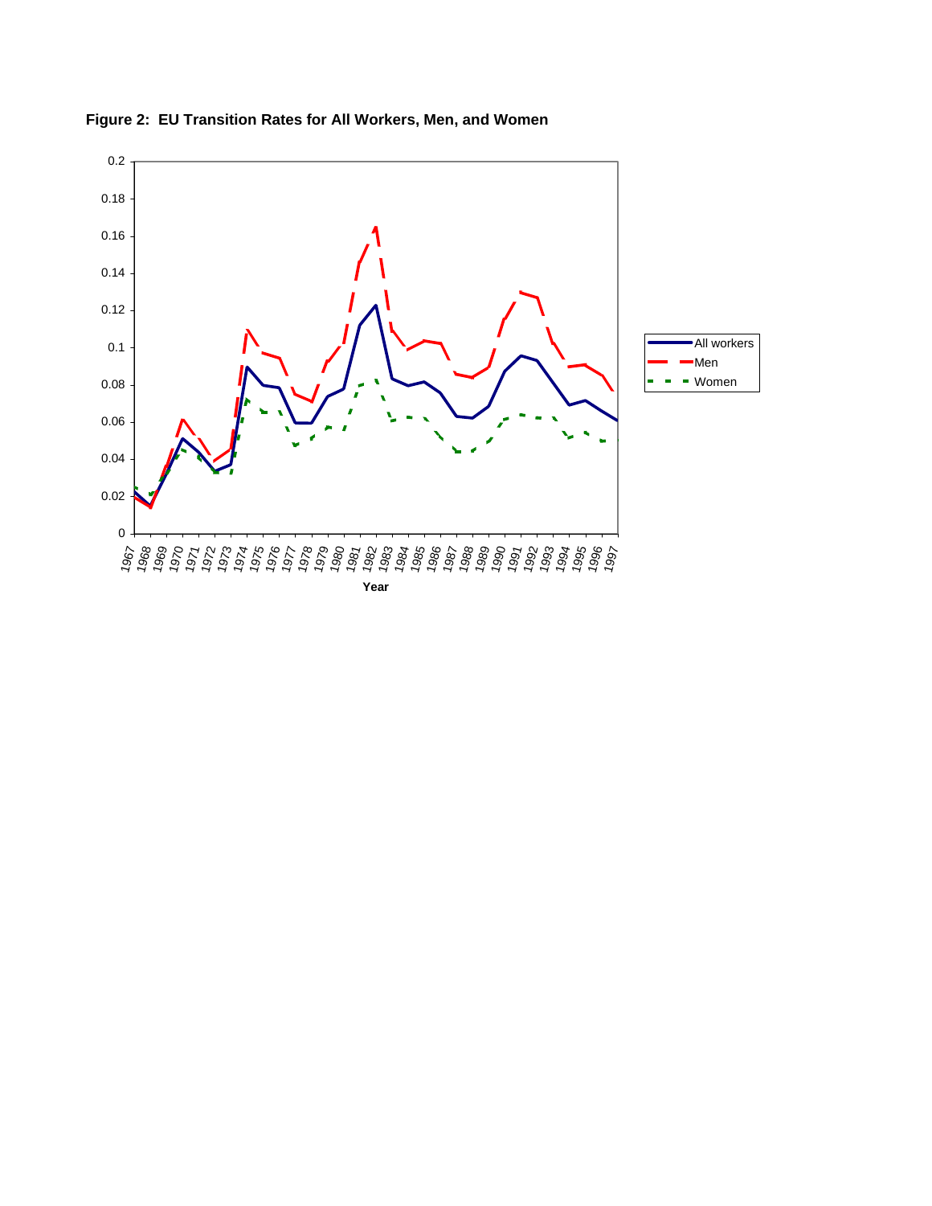**Figure 2: EU Transition Rates for All Workers, Men, and Women**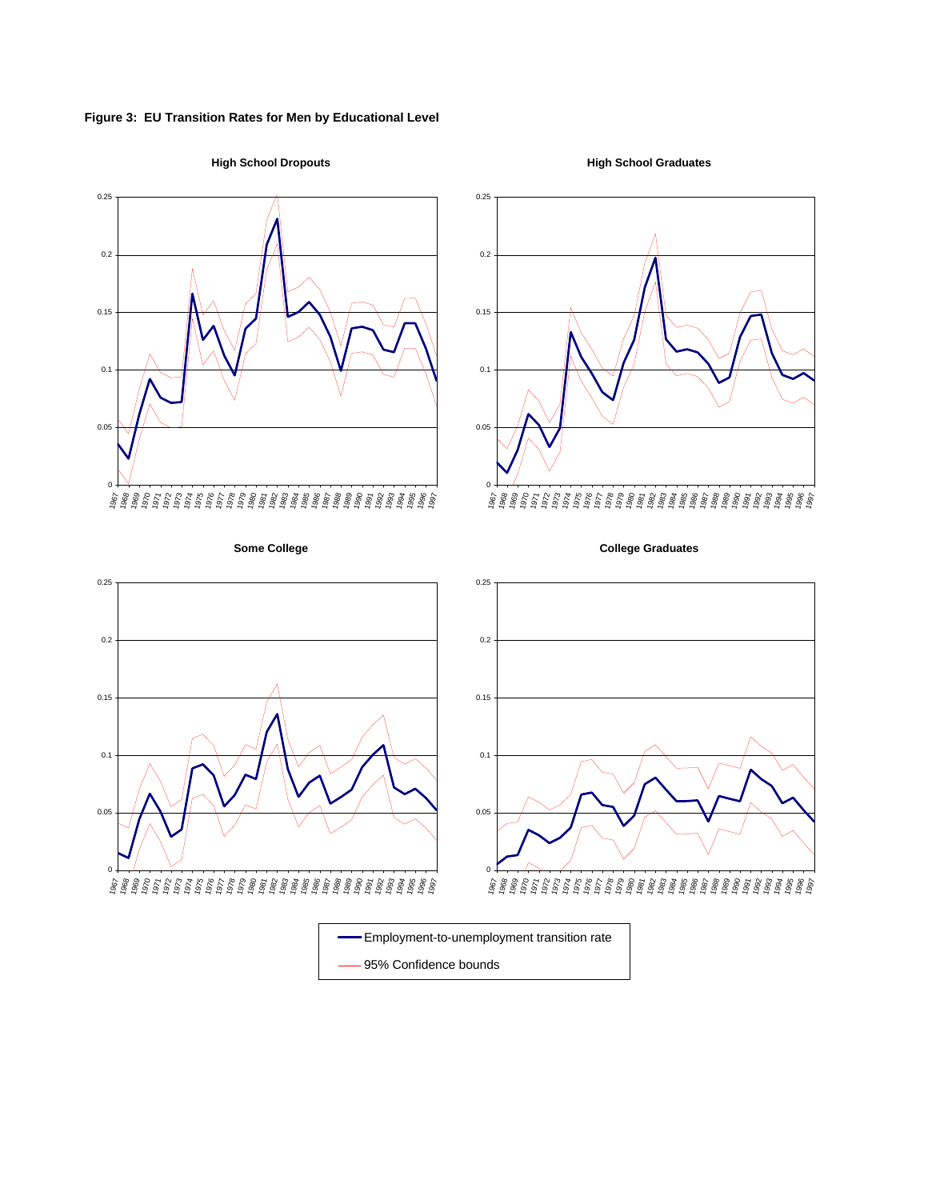**Figure 3: EU Transition Rates for Men by Educational Level**

High School Dropouts

High School Graduates

Some College

College Graduates

Employment-to-unemployment transition rate

95% Confidence bounds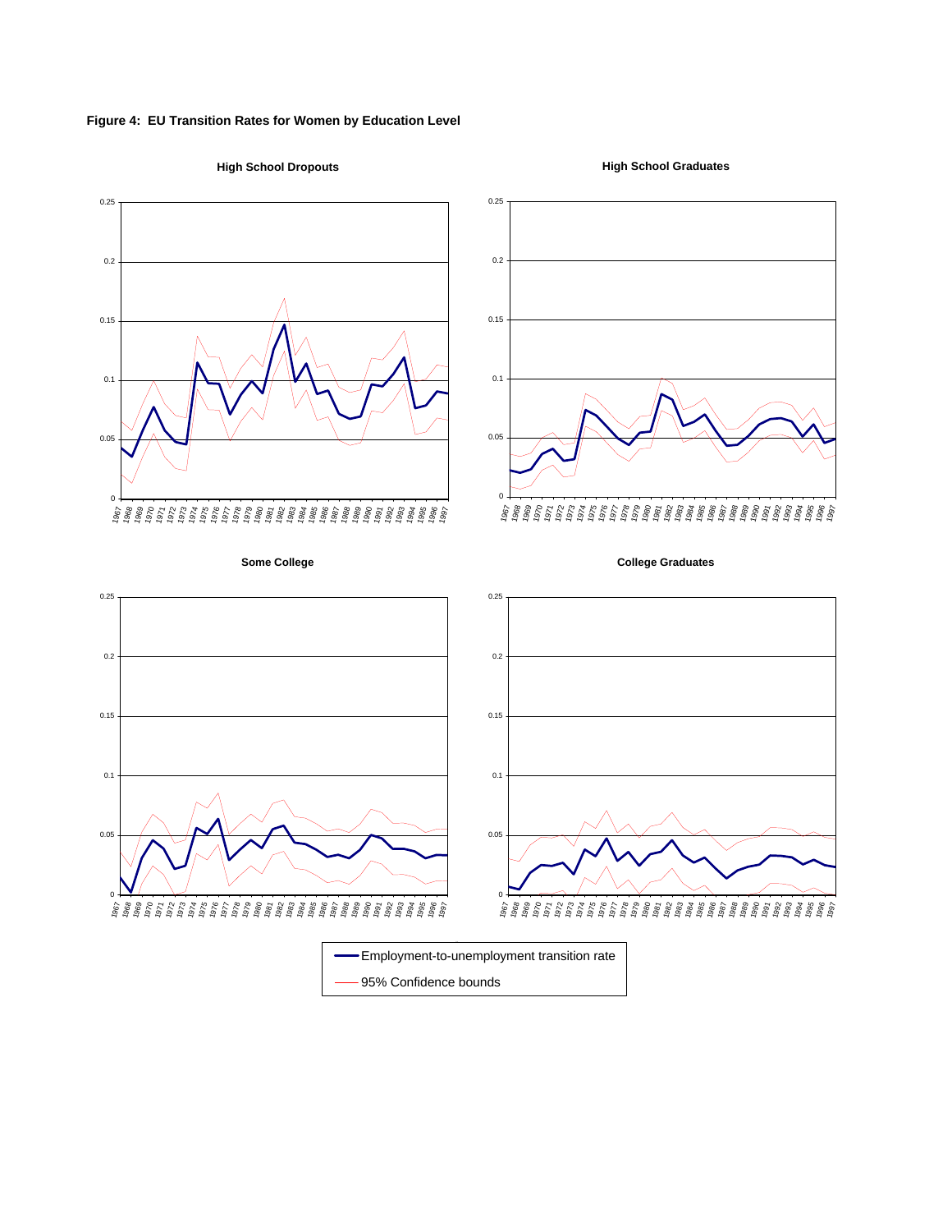**Figure 4: EU Transition Rates for Women by Education Level**

**High School Dropouts**

**High School Graduates**

**Some College**

**College Graduates**

Employment-to-unemployment transition rate

95% Confidence bounds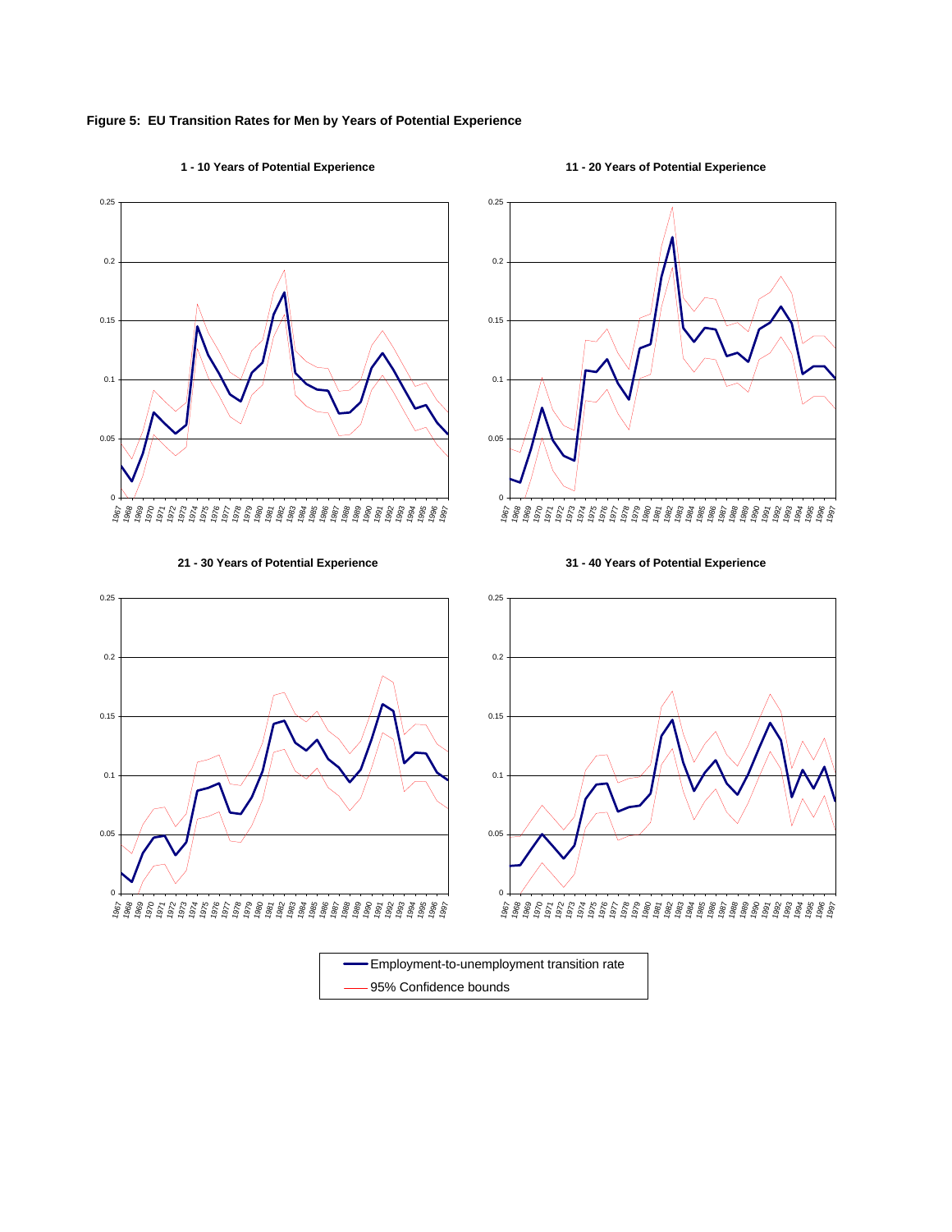**Figure 5: EU Transition Rates for Men by Years of Potential Experience**

**1 - 10 Years of Potential Experience**

**11 - 20 Years of Potential Experience**

**21 - 30 Years of Potential Experience**

**31 - 40 Years of Potential Experience**

Employment-to-unemployment transition rate

95% Confidence bounds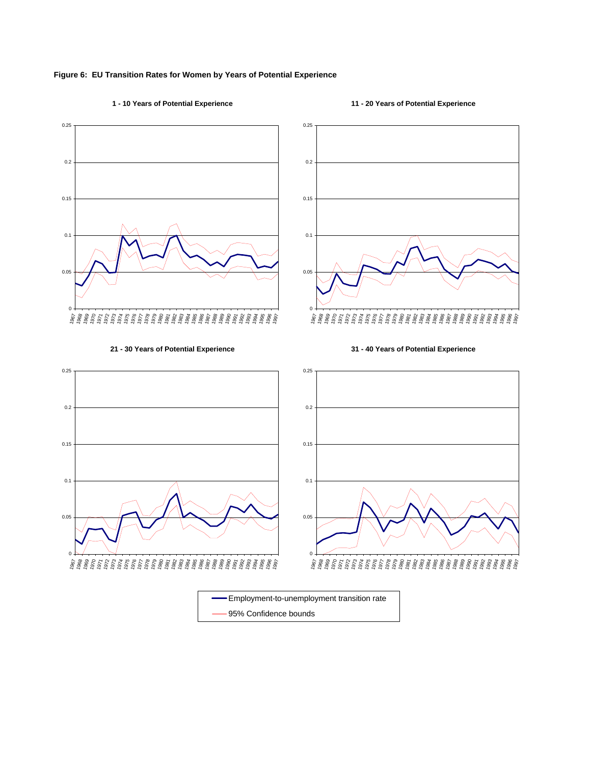**Figure 6: EU Transition Rates for Women by Years of Potential Experience**

**1 - 10 Years of Potential Experience**

**11 - 20 Years of Potential Experience**

**21 - 30 Years of Potential Experience**

**31 - 40 Years of Potential Experience**

Employment-to-unemployment transition rate

95% Confidence bounds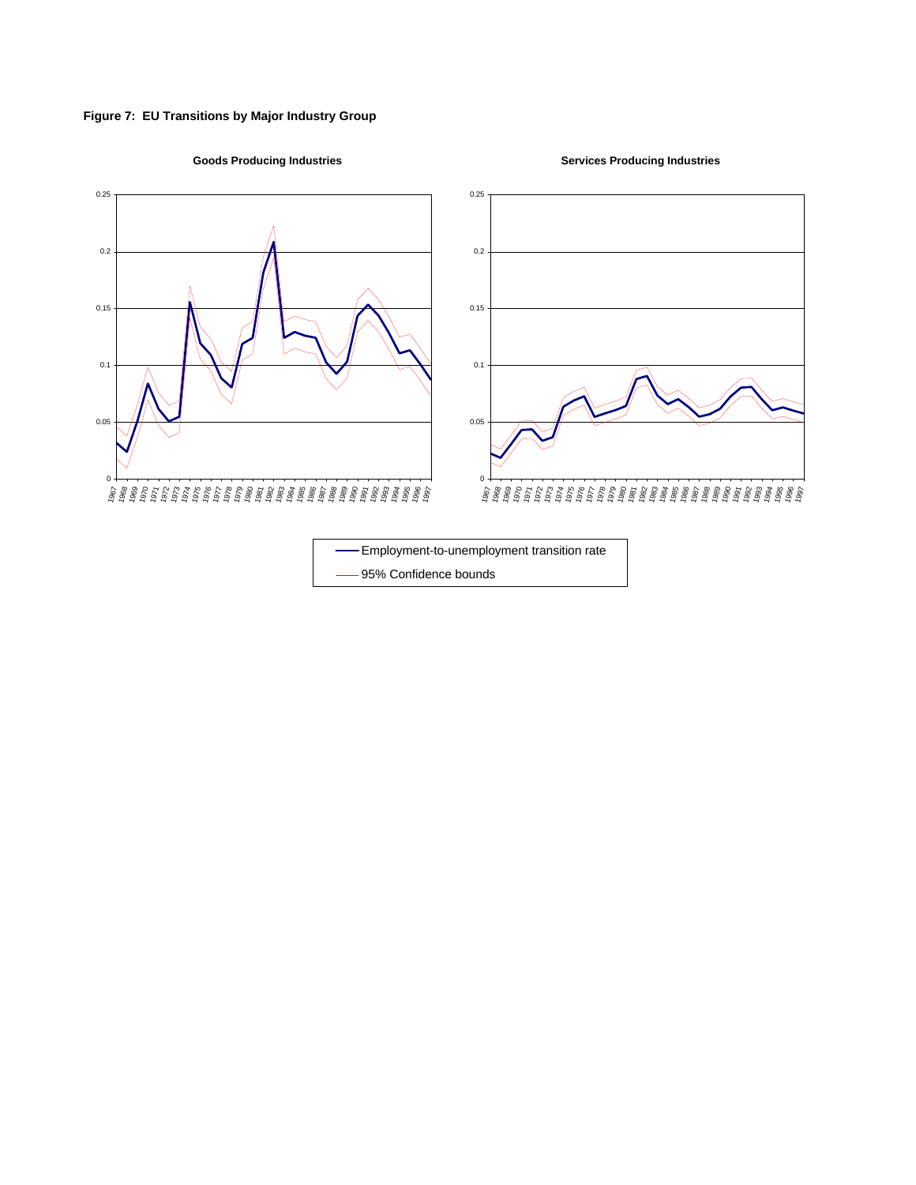**Figure 7: EU Transitions by Major Industry Group**

Goods Producing Industries

Services Producing Industries

Employment-to-unemployment transition rate

95% Confidence bounds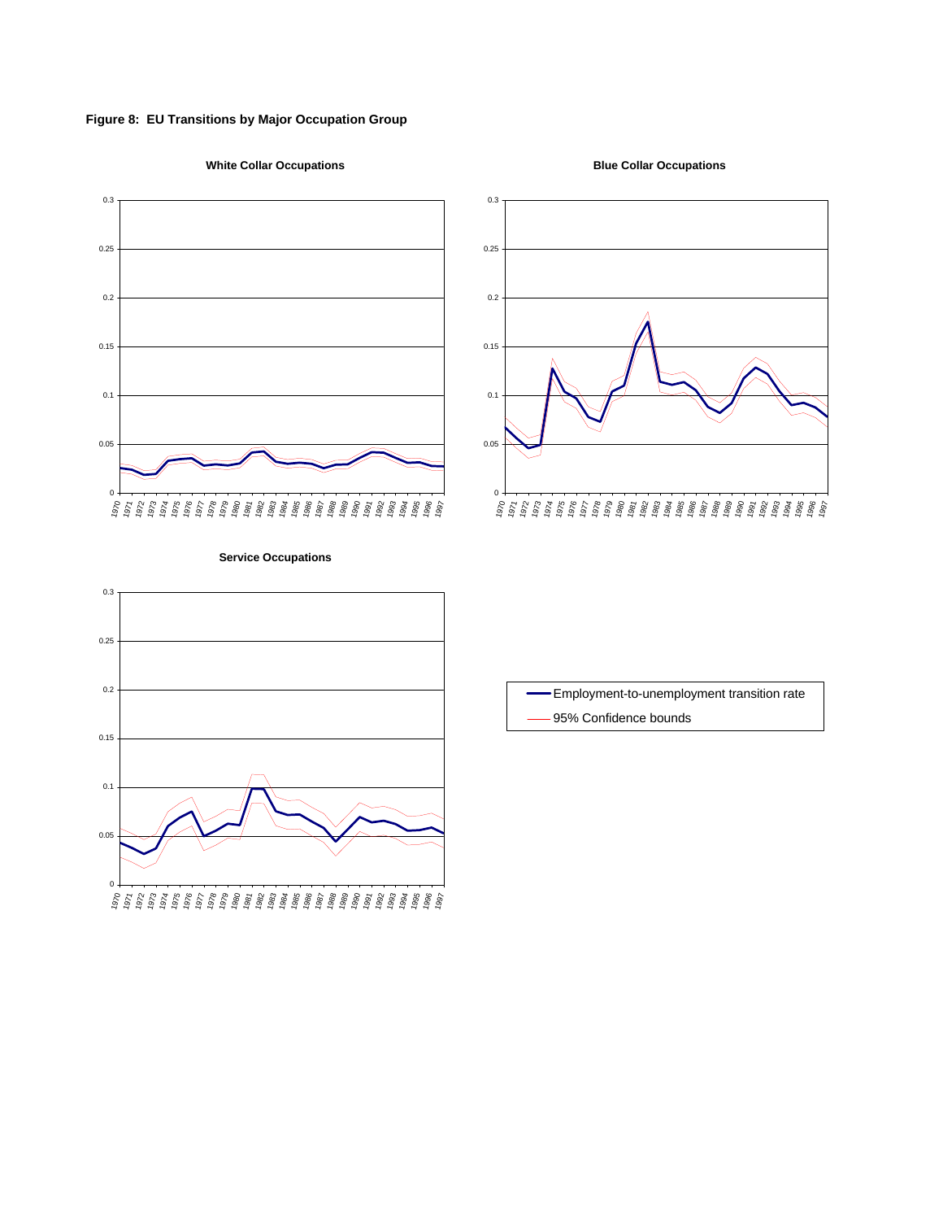**Figure 8: EU Transitions by Major Occupation Group**

**White Collar Occupations**

**Blue Collar Occupations**

**Service Occupations**

Employment-to-unemployment transition rate

95% Confidence bounds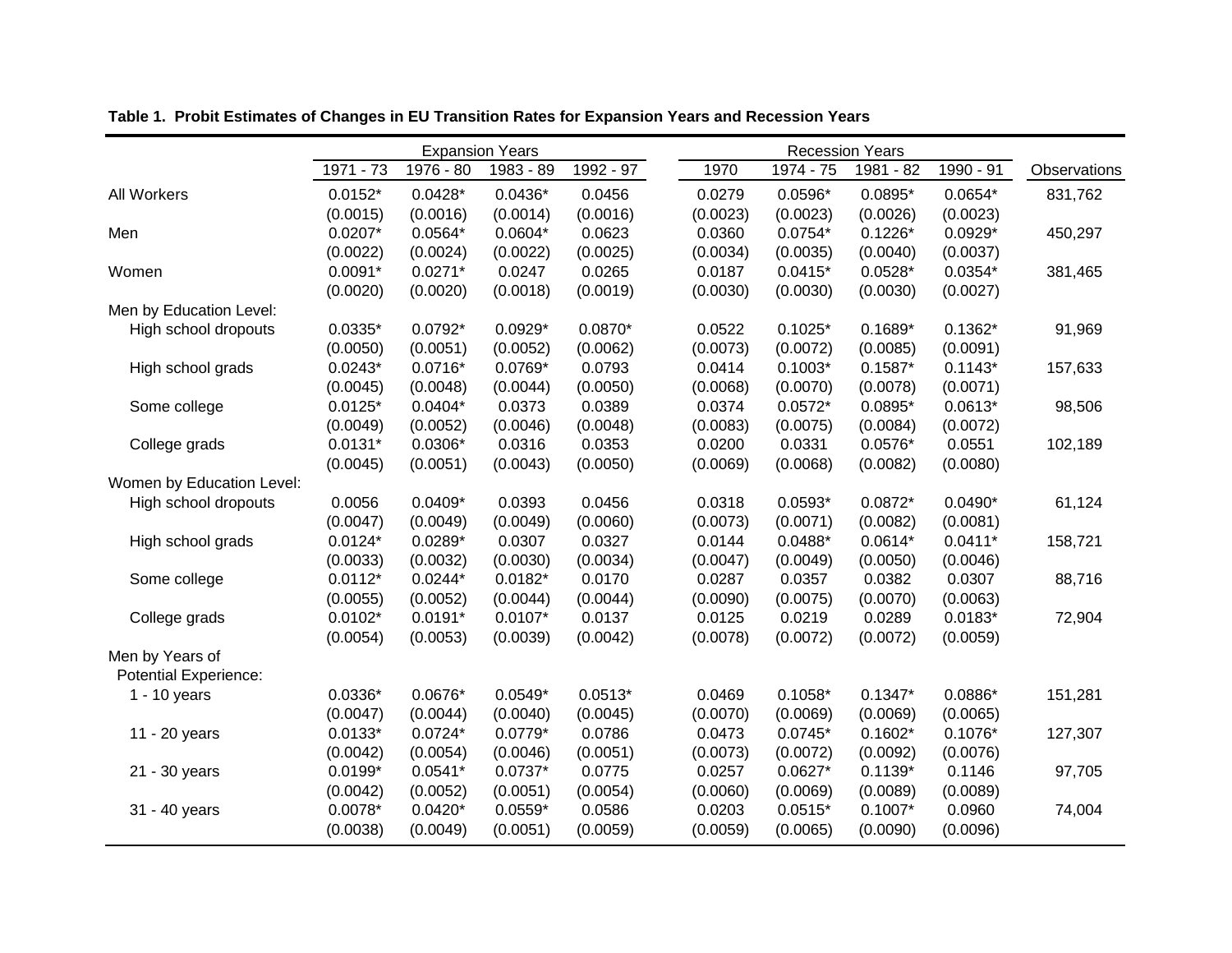**Table 1. Probit Estimates of Changes in EU Transition Rates for Expansion Years and Recession Years**

| | Expansion Years | | | | Recession Years | | | | |
|---|---|---|---|---|---|---|---|---|---|
| | 1971 - 73 | 1976 - 80 | 1983 - 89 | 1992 - 97 | 1970 | 1974 - 75 | 1981 - 82 | 1990 - 91 | Observations |
| All Workers | 0.0152* | 0.0428* | 0.0436* | 0.0456 | 0.0279 | 0.0596* | 0.0895* | 0.0654* | 831,762 |
| | (0.0015) | (0.0016) | (0.0014) | (0.0016) | (0.0023) | (0.0023) | (0.0026) | (0.0023) | |
| Men | 0.0207* | 0.0564* | 0.0604* | 0.0623 | 0.0360 | 0.0754* | 0.1226* | 0.0929* | 450,297 |
| | (0.0022) | (0.0024) | (0.0022) | (0.0025) | (0.0034) | (0.0035) | (0.0040) | (0.0037) | |
| Women | 0.0091* | 0.0271* | 0.0247 | 0.0265 | 0.0187 | 0.0415* | 0.0528* | 0.0354* | 381,465 |
| | (0.0020) | (0.0020) | (0.0018) | (0.0019) | (0.0030) | (0.0030) | (0.0030) | (0.0027) | |
| Men by Education Level: | | | | | | | | | |
| High school dropouts | 0.0335* | 0.0792* | 0.0929* | 0.0870* | 0.0522 | 0.1025* | 0.1689* | 0.1362* | 91,969 |
| | (0.0050) | (0.0051) | (0.0052) | (0.0062) | (0.0073) | (0.0072) | (0.0085) | (0.0091) | |
| High school grads | 0.0243* | 0.0716* | 0.0769* | 0.0793 | 0.0414 | 0.1003* | 0.1587* | 0.1143* | 157,633 |
| | (0.0045) | (0.0048) | (0.0044) | (0.0050) | (0.0068) | (0.0070) | (0.0078) | (0.0071) | |
| Some college | 0.0125* | 0.0404* | 0.0373 | 0.0389 | 0.0374 | 0.0572* | 0.0895* | 0.0613* | 98,506 |
| | (0.0049) | (0.0052) | (0.0046) | (0.0048) | (0.0083) | (0.0075) | (0.0084) | (0.0072) | |
| College grads | 0.0131* | 0.0306* | 0.0316 | 0.0353 | 0.0200 | 0.0331 | 0.0576* | 0.0551 | 102,189 |
| | (0.0045) | (0.0051) | (0.0043) | (0.0050) | (0.0069) | (0.0068) | (0.0082) | (0.0080) | |
| Women by Education Level: | | | | | | | | | |
| High school dropouts | 0.0056 | 0.0409* | 0.0393 | 0.0456 | 0.0318 | 0.0593* | 0.0872* | 0.0490* | 61,124 |
| | (0.0047) | (0.0049) | (0.0049) | (0.0060) | (0.0073) | (0.0071) | (0.0082) | (0.0081) | |
| High school grads | 0.0124* | 0.0289* | 0.0307 | 0.0327 | 0.0144 | 0.0488* | 0.0614* | 0.0411* | 158,721 |
| | (0.0033) | (0.0032) | (0.0030) | (0.0034) | (0.0047) | (0.0049) | (0.0050) | (0.0046) | |
| Some college | 0.0112* | 0.0244* | 0.0182* | 0.0170 | 0.0287 | 0.0357 | 0.0382 | 0.0307 | 88,716 |
| | (0.0055) | (0.0052) | (0.0044) | (0.0044) | (0.0090) | (0.0075) | (0.0070) | (0.0063) | |
| College grads | 0.0102* | 0.0191* | 0.0107* | 0.0137 | 0.0125 | 0.0219 | 0.0289 | 0.0183* | 72,904 |
| | (0.0054) | (0.0053) | (0.0039) | (0.0042) | (0.0078) | (0.0072) | (0.0072) | (0.0059) | |
| Men by Years of Potential Experience: | | | | | | | | | |
| 1 - 10 years | 0.0336* | 0.0676* | 0.0549* | 0.0513* | 0.0469 | 0.1058* | 0.1347* | 0.0886* | 151,281 |
| | (0.0047) | (0.0044) | (0.0040) | (0.0045) | (0.0070) | (0.0069) | (0.0069) | (0.0065) | |
| 11 - 20 years | 0.0133* | 0.0724* | 0.0779* | 0.0786 | 0.0473 | 0.0745* | 0.1602* | 0.1076* | 127,307 |
| | (0.0042) | (0.0054) | (0.0046) | (0.0051) | (0.0073) | (0.0072) | (0.0092) | (0.0076) | |
| 21 - 30 years | 0.0199* | 0.0541* | 0.0737* | 0.0775 | 0.0257 | 0.0627* | 0.1139* | 0.1146 | 97,705 |
| | (0.0042) | (0.0052) | (0.0051) | (0.0054) | (0.0060) | (0.0069) | (0.0089) | (0.0089) | |
| 31 - 40 years | 0.0078* | 0.0420* | 0.0559* | 0.0586 | 0.0203 | 0.0515* | 0.1007* | 0.0960 | 74,004 |
| | (0.0038) | (0.0049) | (0.0051) | (0.0059) | (0.0059) | (0.0065) | (0.0090) | (0.0096) | |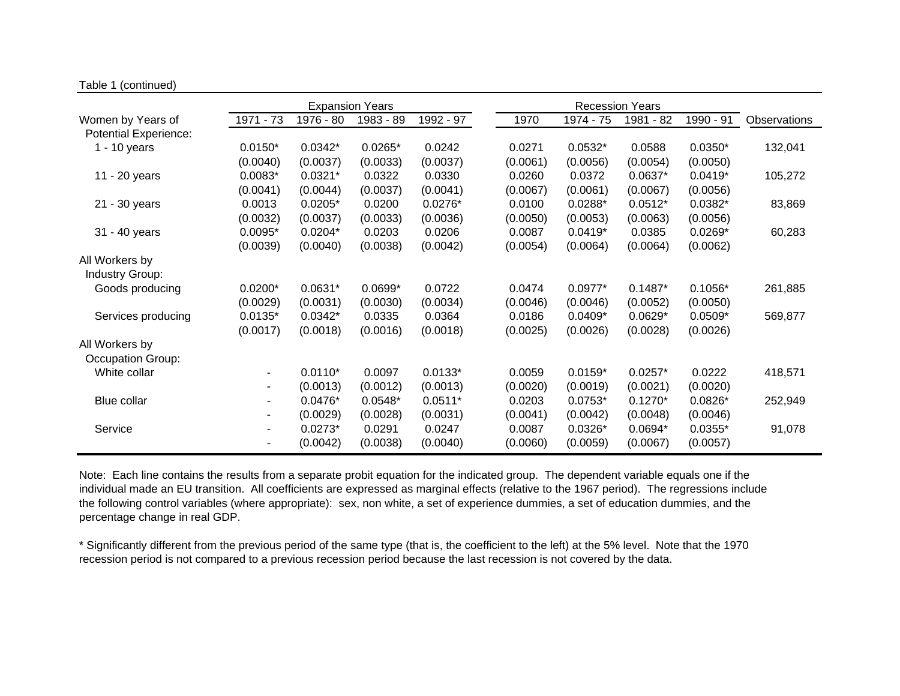Table 1 (continued)

| | Expansion Years | | | | Recession Years | | | | |
|---|---|---|---|---|---|---|---|---|---|
| Women by Years of Potential Experience: | 1971 - 73 | 1976 - 80 | 1983 - 89 | 1992 - 97 | 1970 | 1974 - 75 | 1981 - 82 | 1990 - 91 | Observations |
| 1 - 10 years | 0.0150* | 0.0342* | 0.0265* | 0.0242 | 0.0271 | 0.0532* | 0.0588 | 0.0350* | 132,041 |
| | (0.0040) | (0.0037) | (0.0033) | (0.0037) | (0.0061) | (0.0056) | (0.0054) | (0.0050) | |
| 11 - 20 years | 0.0083* | 0.0321* | 0.0322 | 0.0330 | 0.0260 | 0.0372 | 0.0637* | 0.0419* | 105,272 |
| | (0.0041) | (0.0044) | (0.0037) | (0.0041) | (0.0067) | (0.0061) | (0.0067) | (0.0056) | |
| 21 - 30 years | 0.0013 | 0.0205* | 0.0200 | 0.0276* | 0.0100 | 0.0288* | 0.0512* | 0.0382* | 83,869 |
| | (0.0032) | (0.0037) | (0.0033) | (0.0036) | (0.0050) | (0.0053) | (0.0063) | (0.0056) | |
| 31 - 40 years | 0.0095* | 0.0204* | 0.0203 | 0.0206 | 0.0087 | 0.0419* | 0.0385 | 0.0269* | 60,283 |
| | (0.0039) | (0.0040) | (0.0038) | (0.0042) | (0.0054) | (0.0064) | (0.0064) | (0.0062) | |
| All Workers by Industry Group: | | | | | | | | | |
| Goods producing | 0.0200* | 0.0631* | 0.0699* | 0.0722 | 0.0474 | 0.0977* | 0.1487* | 0.1056* | 261,885 |
| | (0.0029) | (0.0031) | (0.0030) | (0.0034) | (0.0046) | (0.0046) | (0.0052) | (0.0050) | |
| Services producing | 0.0135* | 0.0342* | 0.0335 | 0.0364 | 0.0186 | 0.0409* | 0.0629* | 0.0509* | 569,877 |
| | (0.0017) | (0.0018) | (0.0016) | (0.0018) | (0.0025) | (0.0026) | (0.0028) | (0.0026) | |
| All Workers by Occupation Group: | | | | | | | | | |
| White collar | - | 0.0110* | 0.0097 | 0.0133* | 0.0059 | 0.0159* | 0.0257* | 0.0222 | 418,571 |
| | - | (0.0013) | (0.0012) | (0.0013) | (0.0020) | (0.0019) | (0.0021) | (0.0020) | |
| Blue collar | - | 0.0476* | 0.0548* | 0.0511* | 0.0203 | 0.0753* | 0.1270* | 0.0826* | 252,949 |
| | - | (0.0029) | (0.0028) | (0.0031) | (0.0041) | (0.0042) | (0.0048) | (0.0046) | |
| Service | - | 0.0273* | 0.0291 | 0.0247 | 0.0087 | 0.0326* | 0.0694* | 0.0355* | 91,078 |
| | - | (0.0042) | (0.0038) | (0.0040) | (0.0060) | (0.0059) | (0.0067) | (0.0057) | |

Note: Each line contains the results from a separate probit equation for the indicated group. The dependent variable equals one if the individual made an EU transition. All coefficients are expressed as marginal effects (relative to the 1967 period). The regressions include the following control variables (where appropriate): sex, non white, a set of experience dummies, a set of education dummies, and the percentage change in real GDP.

* Significantly different from the previous period of the same type (that is, the coefficient to the left) at the 5% level. Note that the 1970 recession period is not compared to a previous recession period because the last recession is not covered by the data.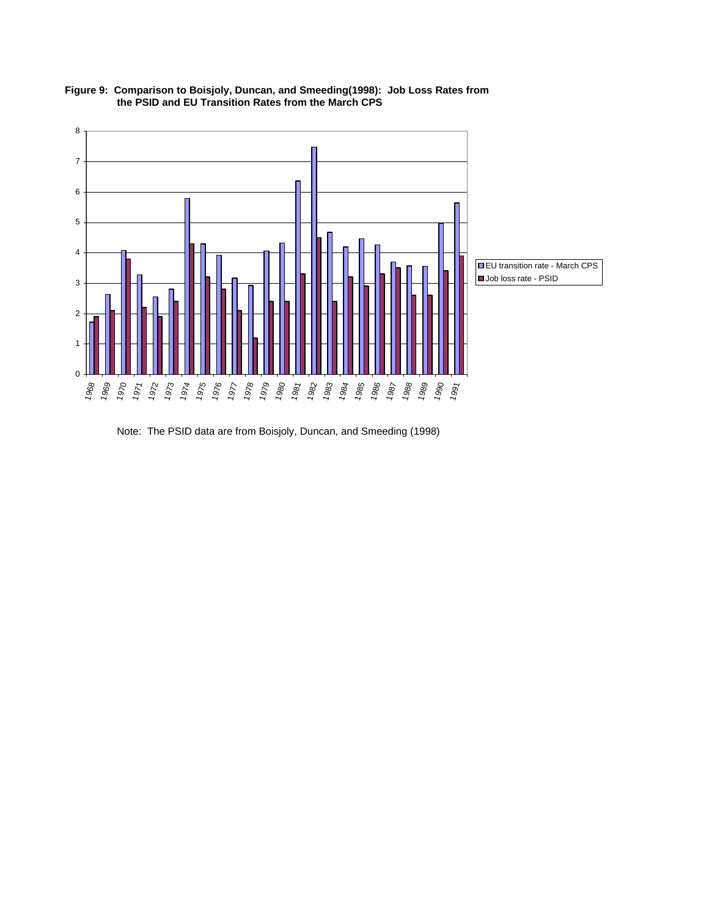**Figure 9: Comparison to Boisjoly, Duncan, and Smeeding(1998): Job Loss Rates from the PSID and EU Transition Rates from the March CPS**

Note: The PSID data are from Boisjoly, Duncan, and Smeeding (1998)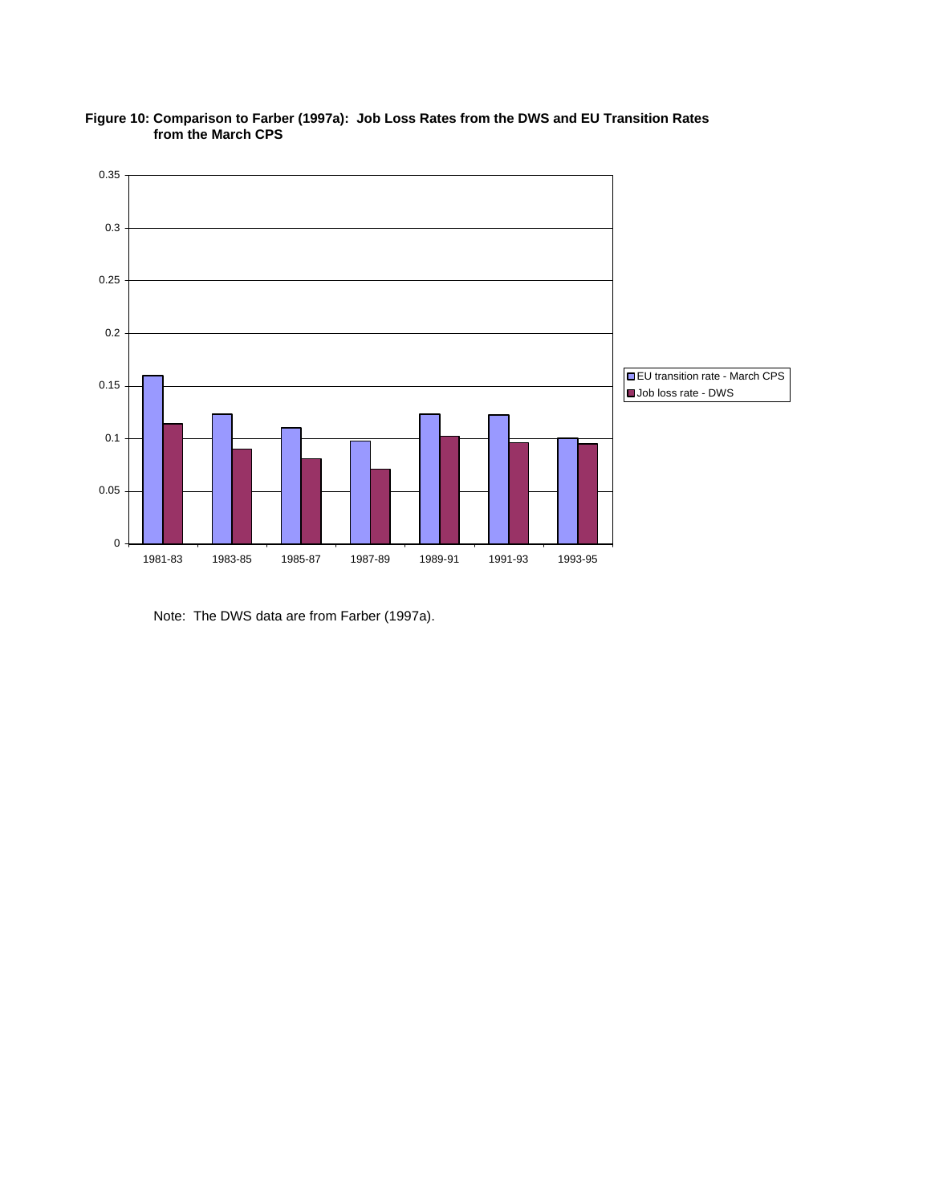**Figure 10: Comparison to Farber (1997a): Job Loss Rates from the DWS and EU Transition Rates from the March CPS**

Note: The DWS data are from Farber (1997a).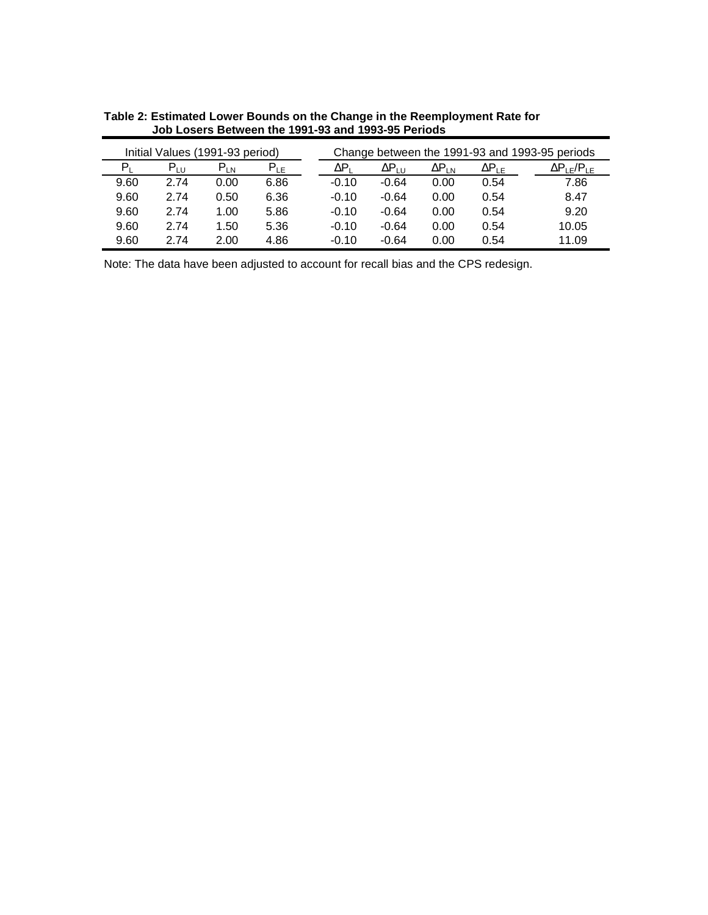**Table 2: Estimated Lower Bounds on the Change in the Reemployment Rate for Job Losers Between the 1991-93 and 1993-95 Periods**

| Initial Values (1991-93 period) | | | | Change between the 1991-93 and 1993-95 periods | | | | |
|---|---|---|---|---|---|---|---|---|
| $P_L$ | $P_{LU}$ | $P_{LN}$ | $P_{LE}$ | $\Delta P_L$ | $\Delta P_{LU}$ | $\Delta P_{LN}$ | $\Delta P_{LE}$ | $\Delta P_{LE}/P_{LE}$ |
| 9.60 | 2.74 | 0.00 | 6.86 | -0.10 | -0.64 | 0.00 | 0.54 | 7.86 |
| 9.60 | 2.74 | 0.50 | 6.36 | -0.10 | -0.64 | 0.00 | 0.54 | 8.47 |
| 9.60 | 2.74 | 1.00 | 5.86 | -0.10 | -0.64 | 0.00 | 0.54 | 9.20 |
| 9.60 | 2.74 | 1.50 | 5.36 | -0.10 | -0.64 | 0.00 | 0.54 | 10.05 |
| 9.60 | 2.74 | 2.00 | 4.86 | -0.10 | -0.64 | 0.00 | 0.54 | 11.09 |

Note: The data have been adjusted to account for recall bias and the CPS redesign.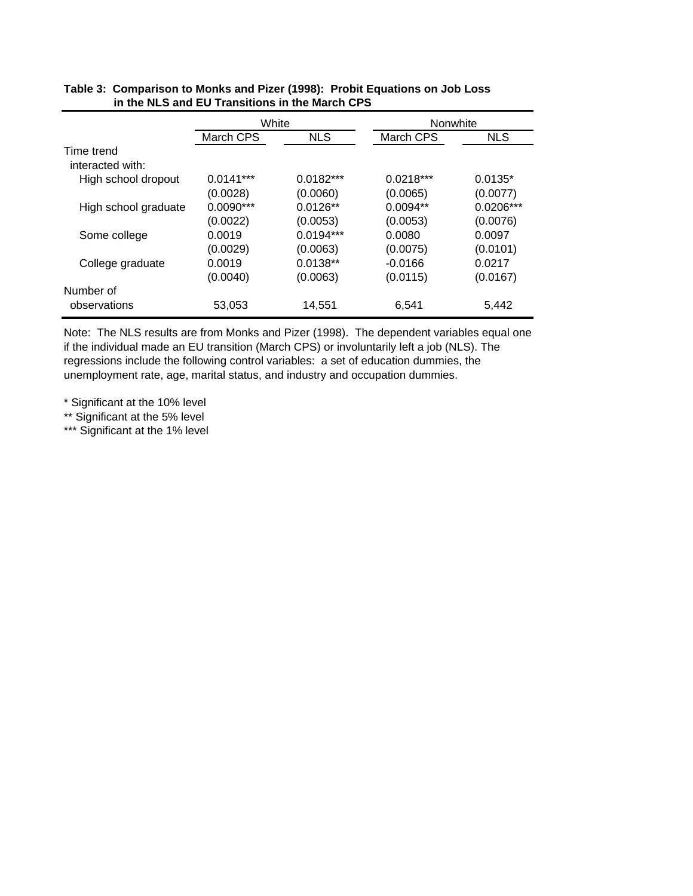**Table 3: Comparison to Monks and Pizer (1998): Probit Equations on Job Loss in the NLS and EU Transitions in the March CPS**

| | White | | Nonwhite | |
|---|---|---|---|---|
| | March CPS | NLS | March CPS | NLS |
| Time trend interacted with: | | | | |
| High school dropout | 0.0141*** | 0.0182*** | 0.0218*** | 0.0135* |
| | (0.0028) | (0.0060) | (0.0065) | (0.0077) |
| High school graduate | 0.0090*** | 0.0126** | 0.0094** | 0.0206*** |
| | (0.0022) | (0.0053) | (0.0053) | (0.0076) |
| Some college | 0.0019 | 0.0194*** | 0.0080 | 0.0097 |
| | (0.0029) | (0.0063) | (0.0075) | (0.0101) |
| College graduate | 0.0019 | 0.0138** | -0.0166 | 0.0217 |
| | (0.0040) | (0.0063) | (0.0115) | (0.0167) |
| Number of observations | 53,053 | 14,551 | 6,541 | 5,442 |

Note: The NLS results are from Monks and Pizer (1998). The dependent variables equal one if the individual made an EU transition (March CPS) or involuntarily left a job (NLS). The regressions include the following control variables: a set of education dummies, the unemployment rate, age, marital status, and industry and occupation dummies.

* Significant at the 10% level

** Significant at the 5% level

*** Significant at the 1% level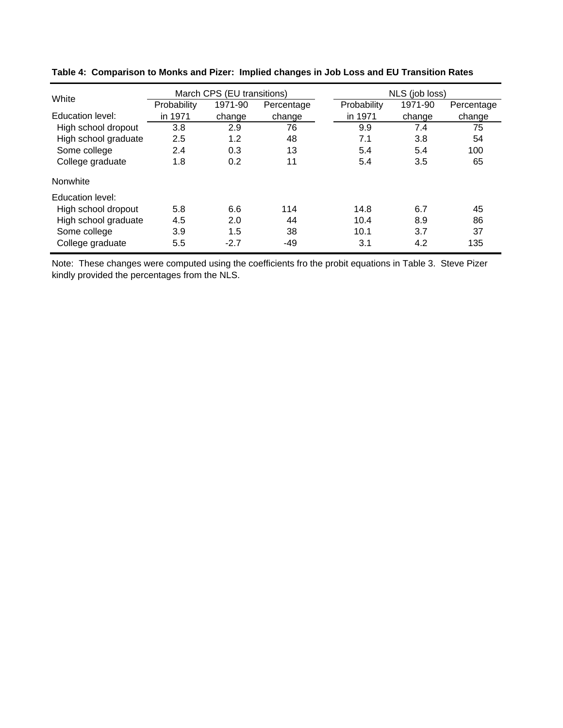**Table 4: Comparison to Monks and Pizer: Implied changes in Job Loss and EU Transition Rates**

| White | March CPS (EU transitions) | | | NLS (job loss) | | |
|---|---|---|---|---|---|---|
| | Probability in 1971 | 1971-90 change | Percentage change | Probability in 1971 | 1971-90 change | Percentage change |
| Education level: | | | | | | |
| High school dropout | 3.8 | 2.9 | 76 | 9.9 | 7.4 | 75 |
| High school graduate | 2.5 | 1.2 | 48 | 7.1 | 3.8 | 54 |
| Some college | 2.4 | 0.3 | 13 | 5.4 | 5.4 | 100 |
| College graduate | 1.8 | 0.2 | 11 | 5.4 | 3.5 | 65 |
| Nonwhite | | | | | | |
| Education level: | | | | | | |
| High school dropout | 5.8 | 6.6 | 114 | 14.8 | 6.7 | 45 |
| High school graduate | 4.5 | 2.0 | 44 | 10.4 | 8.9 | 86 |
| Some college | 3.9 | 1.5 | 38 | 10.1 | 3.7 | 37 |
| College graduate | 5.5 | -2.7 | -49 | 3.1 | 4.2 | 135 |

Note: These changes were computed using the coefficients fro the probit equations in Table 3. Steve Pizer kindly provided the percentages from the NLS.